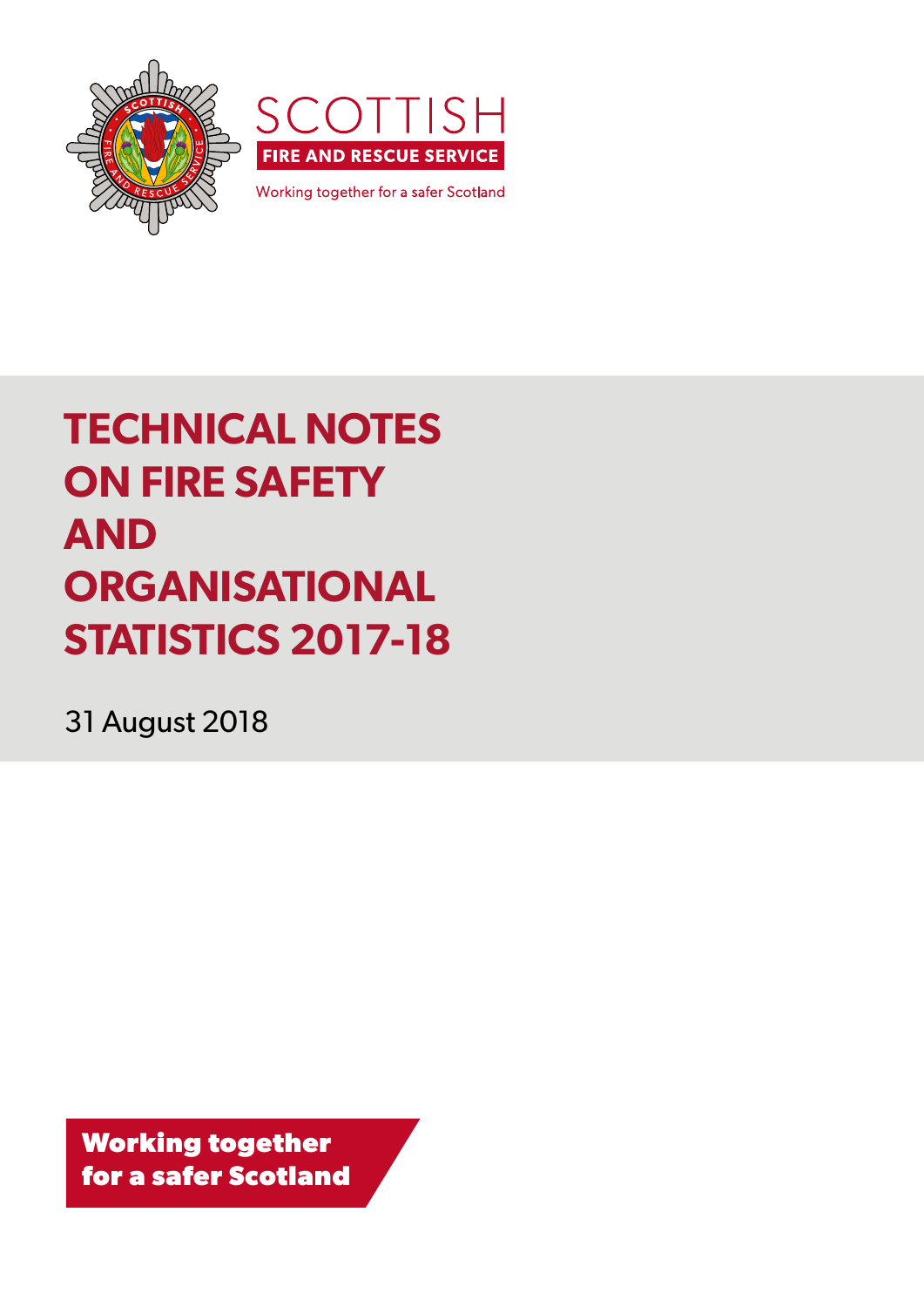SCOTTISH

FIRE AND RESCUE SERVICE

Working together for a safer Scotland

# TECHNICAL NOTES ON FIRE SAFETY AND ORGANISATIONAL STATISTICS 2017-18

31 August 2018

**Working together for a safer Scotland**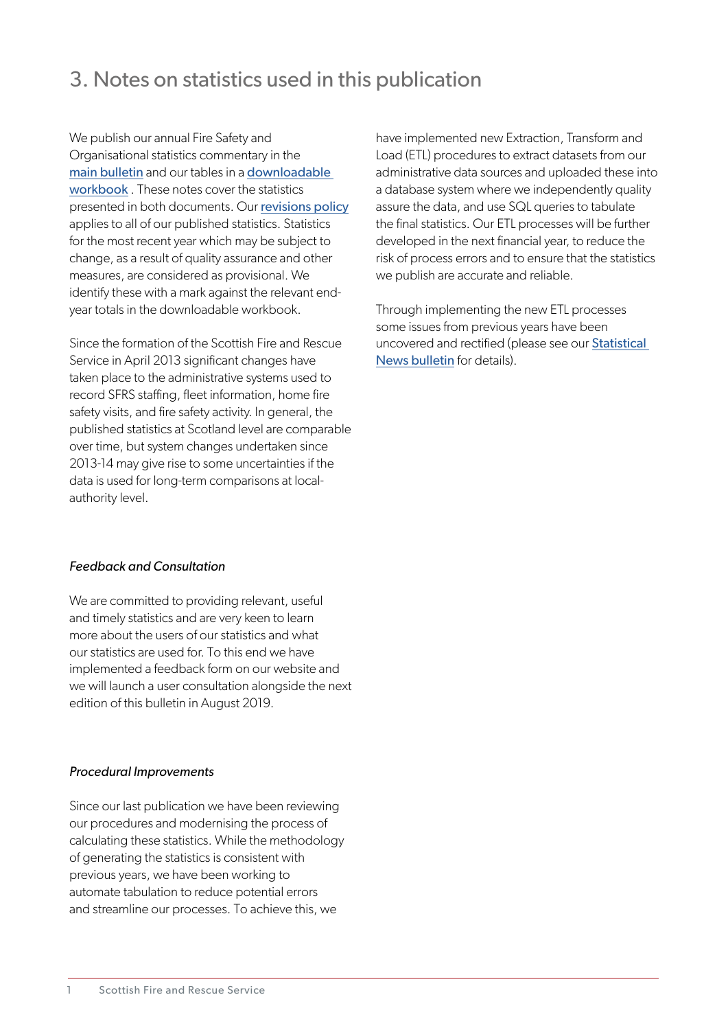# 3. Notes on statistics used in this publication

We publish our annual Fire Safety and Organisational statistics commentary in the main bulletin and our tables in a downloadable workbook . These notes cover the statistics presented in both documents. Our revisions policy applies to all of our published statistics. Statistics for the most recent year which may be subject to change, as a result of quality assurance and other measures, are considered as provisional. We identify these with a mark against the relevant end-year totals in the downloadable workbook.

Since the formation of the Scottish Fire and Rescue Service in April 2013 significant changes have taken place to the administrative systems used to record SFRS staffing, fleet information, home fire safety visits, and fire safety activity. In general, the published statistics at Scotland level are comparable over time, but system changes undertaken since 2013-14 may give rise to some uncertainties if the data is used for long-term comparisons at local-authority level.

*Feedback and Consultation*

We are committed to providing relevant, useful and timely statistics and are very keen to learn more about the users of our statistics and what our statistics are used for. To this end we have implemented a feedback form on our website and we will launch a user consultation alongside the next edition of this bulletin in August 2019.

*Procedural Improvements*

Since our last publication we have been reviewing our procedures and modernising the process of calculating these statistics. While the methodology of generating the statistics is consistent with previous years, we have been working to automate tabulation to reduce potential errors and streamline our processes. To achieve this, we have implemented new Extraction, Transform and Load (ETL) procedures to extract datasets from our administrative data sources and uploaded these into a database system where we independently quality assure the data, and use SQL queries to tabulate the final statistics. Our ETL processes will be further developed in the next financial year, to reduce the risk of process errors and to ensure that the statistics we publish are accurate and reliable.

Through implementing the new ETL processes some issues from previous years have been uncovered and rectified (please see our Statistical News bulletin for details).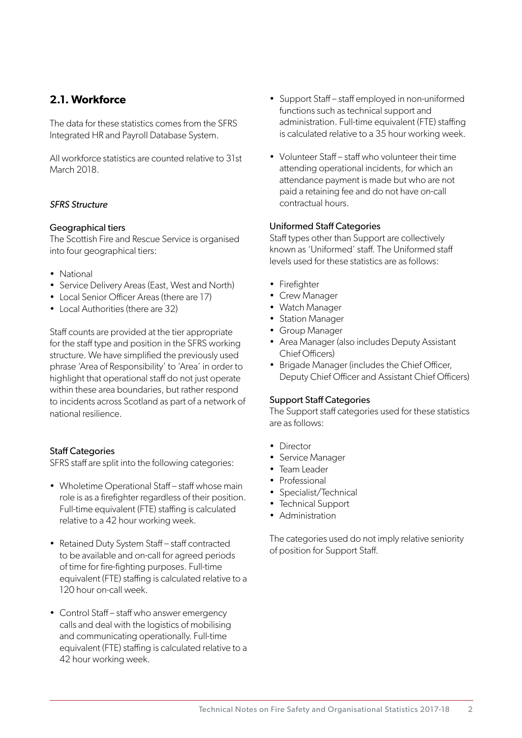## 2.1. Workforce

The data for these statistics comes from the SFRS Integrated HR and Payroll Database System.

All workforce statistics are counted relative to 31st March 2018.

*SFRS Structure*

### Geographical tiers

The Scottish Fire and Rescue Service is organised into four geographical tiers:

- National
- Service Delivery Areas (East, West and North)
- Local Senior Officer Areas (there are 17)
- Local Authorities (there are 32)

Staff counts are provided at the tier appropriate for the staff type and position in the SFRS working structure. We have simplified the previously used phrase 'Area of Responsibility' to 'Area' in order to highlight that operational staff do not just operate within these area boundaries, but rather respond to incidents across Scotland as part of a network of national resilience.

### Staff Categories

SFRS staff are split into the following categories:

- Wholetime Operational Staff – staff whose main role is as a firefighter regardless of their position. Full-time equivalent (FTE) staffing is calculated relative to a 42 hour working week.
- Retained Duty System Staff – staff contracted to be available and on-call for agreed periods of time for fire-fighting purposes. Full-time equivalent (FTE) staffing is calculated relative to a 120 hour on-call week.
- Control Staff – staff who answer emergency calls and deal with the logistics of mobilising and communicating operationally. Full-time equivalent (FTE) staffing is calculated relative to a 42 hour working week.
- Support Staff – staff employed in non-uniformed functions such as technical support and administration. Full-time equivalent (FTE) staffing is calculated relative to a 35 hour working week.
- Volunteer Staff – staff who volunteer their time attending operational incidents, for which an attendance payment is made but who are not paid a retaining fee and do not have on-call contractual hours.

### Uniformed Staff Categories

Staff types other than Support are collectively known as 'Uniformed' staff. The Uniformed staff levels used for these statistics are as follows:

- Firefighter
- Crew Manager
- Watch Manager
- Station Manager
- Group Manager
- Area Manager (also includes Deputy Assistant Chief Officers)
- Brigade Manager (includes the Chief Officer, Deputy Chief Officer and Assistant Chief Officers)

### Support Staff Categories

The Support staff categories used for these statistics are as follows:

- Director
- Service Manager
- Team Leader
- Professional
- Specialist/Technical
- Technical Support
- Administration

The categories used do not imply relative seniority of position for Support Staff.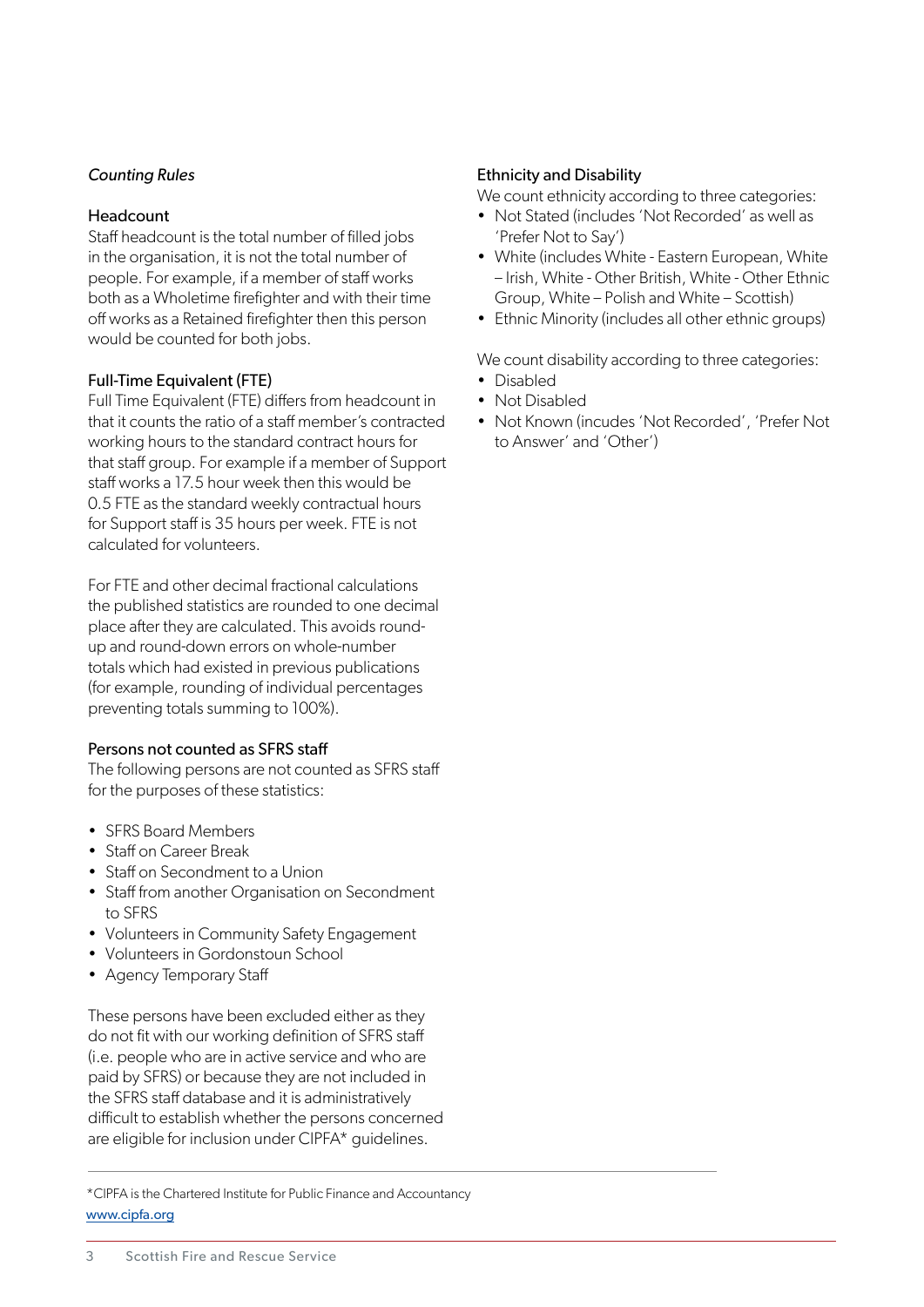*Counting Rules*

### Headcount

Staff headcount is the total number of filled jobs in the organisation, it is not the total number of people. For example, if a member of staff works both as a Wholetime firefighter and with their time off works as a Retained firefighter then this person would be counted for both jobs.

### Full-Time Equivalent (FTE)

Full Time Equivalent (FTE) differs from headcount in that it counts the ratio of a staff member's contracted working hours to the standard contract hours for that staff group. For example if a member of Support staff works a 17.5 hour week then this would be 0.5 FTE as the standard weekly contractual hours for Support staff is 35 hours per week. FTE is not calculated for volunteers.

For FTE and other decimal fractional calculations the published statistics are rounded to one decimal place after they are calculated. This avoids round-up and round-down errors on whole-number totals which had existed in previous publications (for example, rounding of individual percentages preventing totals summing to 100%).

### Persons not counted as SFRS staff

The following persons are not counted as SFRS staff for the purposes of these statistics:

- SFRS Board Members
- Staff on Career Break
- Staff on Secondment to a Union
- Staff from another Organisation on Secondment to SFRS
- Volunteers in Community Safety Engagement
- Volunteers in Gordonstoun School
- Agency Temporary Staff

These persons have been excluded either as they do not fit with our working definition of SFRS staff (i.e. people who are in active service and who are paid by SFRS) or because they are not included in the SFRS staff database and it is administratively difficult to establish whether the persons concerned are eligible for inclusion under CIPFA* guidelines.

### Ethnicity and Disability

We count ethnicity according to three categories:

- Not Stated (includes 'Not Recorded' as well as 'Prefer Not to Say')
- White (includes White - Eastern European, White – Irish, White - Other British, White - Other Ethnic Group, White – Polish and White – Scottish)
- Ethnic Minority (includes all other ethnic groups)

We count disability according to three categories:

- Disabled
- Not Disabled
- Not Known (incudes 'Not Recorded', 'Prefer Not to Answer' and 'Other')

---

*CIPFA is the Chartered Institute for Public Finance and Accountancy
www.cipfa.org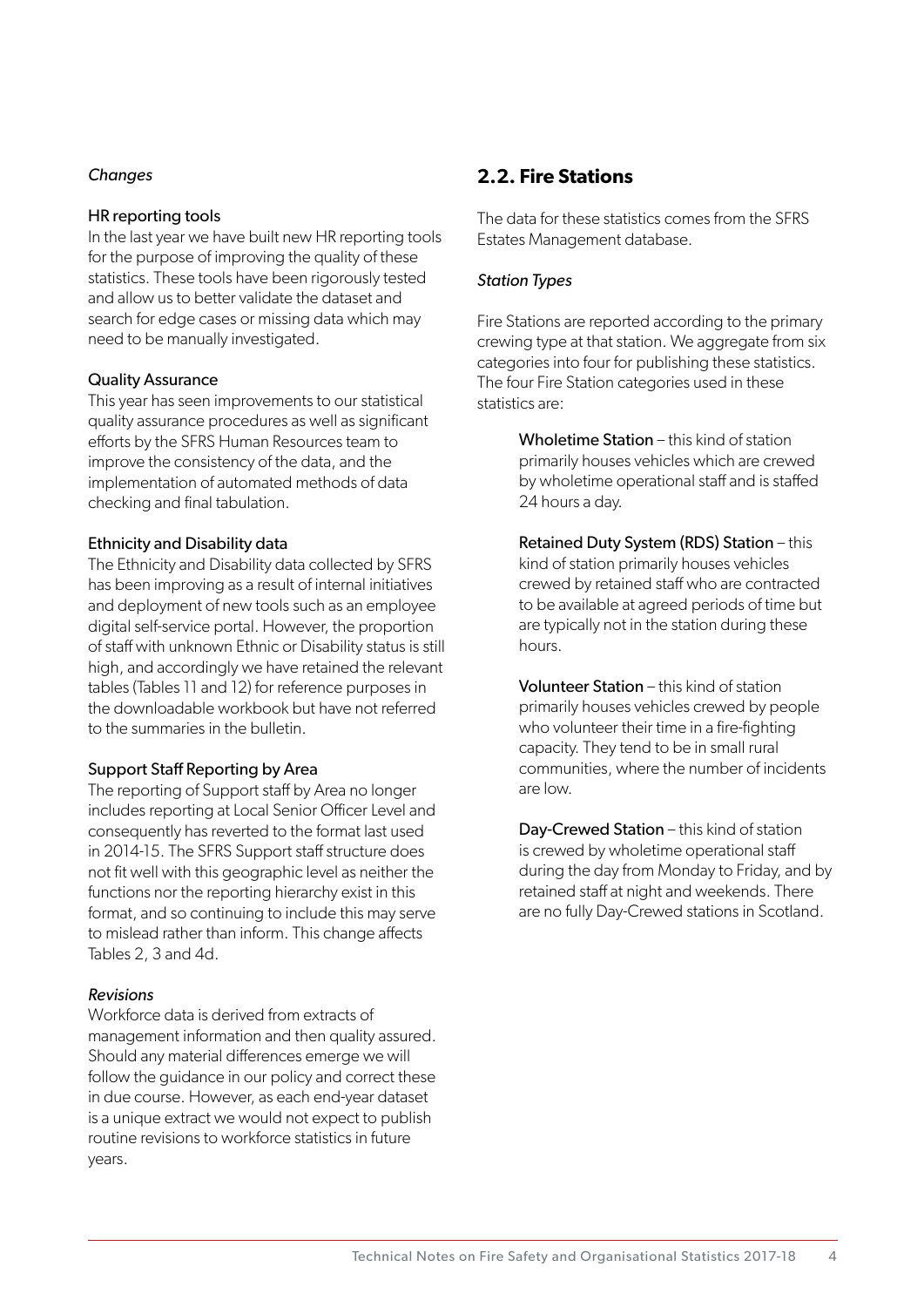*Changes*

HR reporting tools

In the last year we have built new HR reporting tools for the purpose of improving the quality of these statistics. These tools have been rigorously tested and allow us to better validate the dataset and search for edge cases or missing data which may need to be manually investigated.

Quality Assurance

This year has seen improvements to our statistical quality assurance procedures as well as significant efforts by the SFRS Human Resources team to improve the consistency of the data, and the implementation of automated methods of data checking and final tabulation.

Ethnicity and Disability data

The Ethnicity and Disability data collected by SFRS has been improving as a result of internal initiatives and deployment of new tools such as an employee digital self-service portal. However, the proportion of staff with unknown Ethnic or Disability status is still high, and accordingly we have retained the relevant tables (Tables 11 and 12) for reference purposes in the downloadable workbook but have not referred to the summaries in the bulletin.

Support Staff Reporting by Area

The reporting of Support staff by Area no longer includes reporting at Local Senior Officer Level and consequently has reverted to the format last used in 2014-15. The SFRS Support staff structure does not fit well with this geographic level as neither the functions nor the reporting hierarchy exist in this format, and so continuing to include this may serve to mislead rather than inform. This change affects Tables 2, 3 and 4d.

*Revisions*

Workforce data is derived from extracts of management information and then quality assured. Should any material differences emerge we will follow the guidance in our policy and correct these in due course. However, as each end-year dataset is a unique extract we would not expect to publish routine revisions to workforce statistics in future years.

## 2.2. Fire Stations

The data for these statistics comes from the SFRS Estates Management database.

*Station Types*

Fire Stations are reported according to the primary crewing type at that station. We aggregate from six categories into four for publishing these statistics. The four Fire Station categories used in these statistics are:

Wholetime Station – this kind of station primarily houses vehicles which are crewed by wholetime operational staff and is staffed 24 hours a day.

Retained Duty System (RDS) Station – this kind of station primarily houses vehicles crewed by retained staff who are contracted to be available at agreed periods of time but are typically not in the station during these hours.

Volunteer Station – this kind of station primarily houses vehicles crewed by people who volunteer their time in a fire-fighting capacity. They tend to be in small rural communities, where the number of incidents are low.

Day-Crewed Station – this kind of station is crewed by wholetime operational staff during the day from Monday to Friday, and by retained staff at night and weekends. There are no fully Day-Crewed stations in Scotland.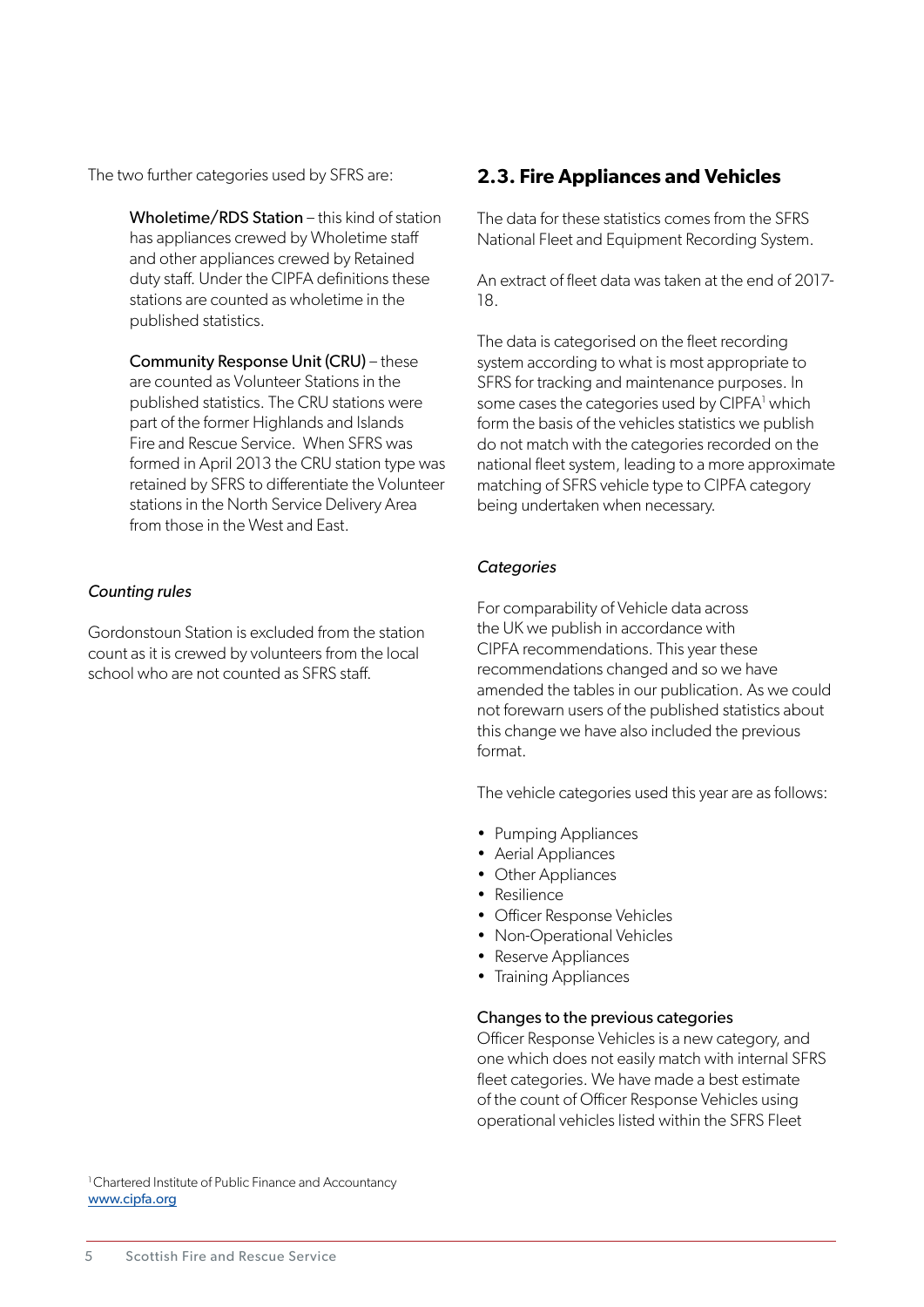The two further categories used by SFRS are:

> Wholetime/RDS Station – this kind of station has appliances crewed by Wholetime staff and other appliances crewed by Retained duty staff. Under the CIPFA definitions these stations are counted as wholetime in the published statistics.
>
> Community Response Unit (CRU) – these are counted as Volunteer Stations in the published statistics. The CRU stations were part of the former Highlands and Islands Fire and Rescue Service. When SFRS was formed in April 2013 the CRU station type was retained by SFRS to differentiate the Volunteer stations in the North Service Delivery Area from those in the West and East.

*Counting rules*

Gordonstoun Station is excluded from the station count as it is crewed by volunteers from the local school who are not counted as SFRS staff.

## 2.3. Fire Appliances and Vehicles

The data for these statistics comes from the SFRS National Fleet and Equipment Recording System.

An extract of fleet data was taken at the end of 2017-18.

The data is categorised on the fleet recording system according to what is most appropriate to SFRS for tracking and maintenance purposes. In some cases the categories used by CIPFA[1] which form the basis of the vehicles statistics we publish do not match with the categories recorded on the national fleet system, leading to a more approximate matching of SFRS vehicle type to CIPFA category being undertaken when necessary.

*Categories*

For comparability of Vehicle data across the UK we publish in accordance with CIPFA recommendations. This year these recommendations changed and so we have amended the tables in our publication. As we could not forewarn users of the published statistics about this change we have also included the previous format.

The vehicle categories used this year are as follows:

- Pumping Appliances
- Aerial Appliances
- Other Appliances
- Resilience
- Officer Response Vehicles
- Non-Operational Vehicles
- Reserve Appliances
- Training Appliances

Changes to the previous categories

Officer Response Vehicles is a new category, and one which does not easily match with internal SFRS fleet categories. We have made a best estimate of the count of Officer Response Vehicles using operational vehicles listed within the SFRS Fleet

[1] Chartered Institute of Public Finance and Accountancy www.cipfa.org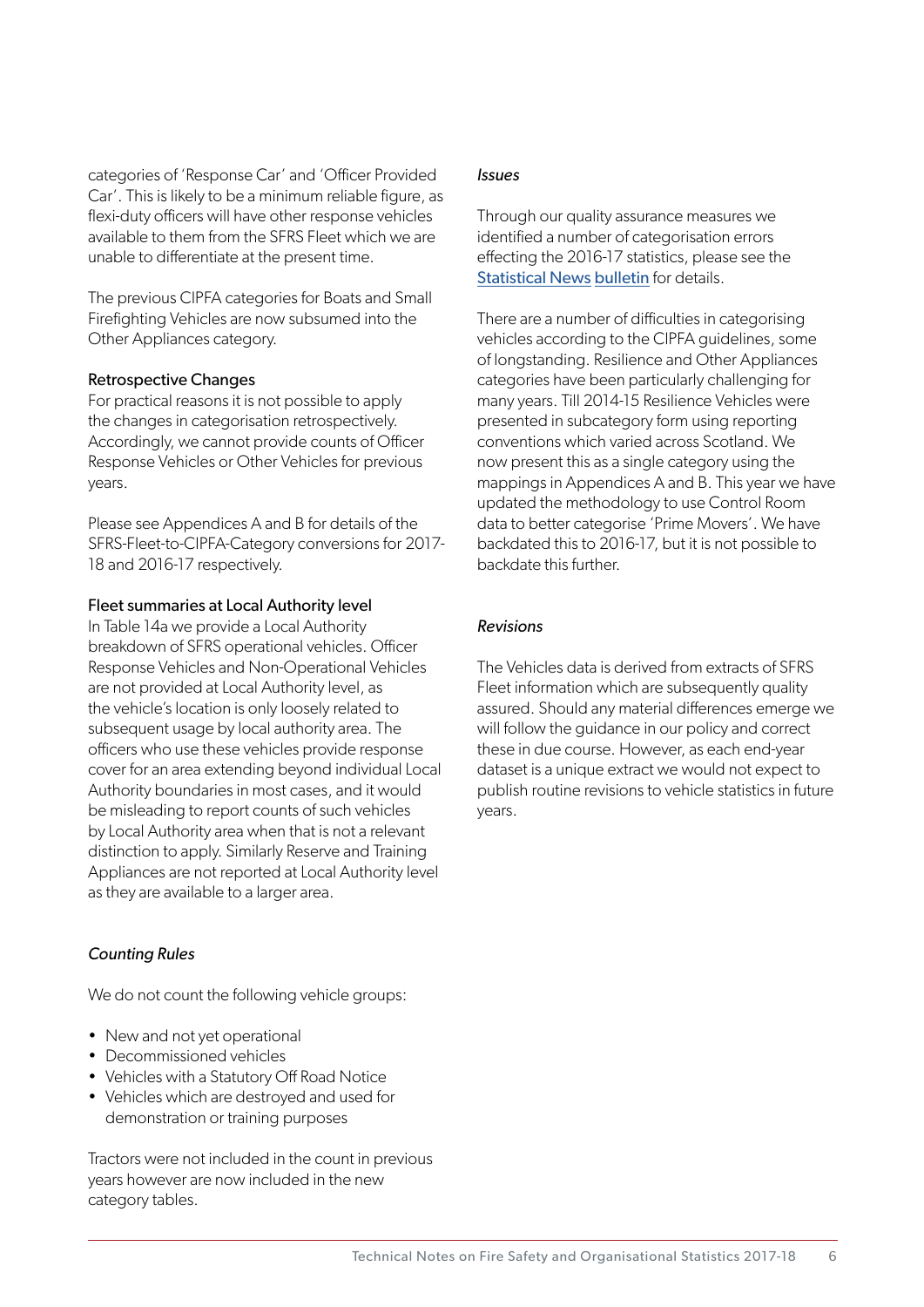categories of 'Response Car' and 'Officer Provided Car'. This is likely to be a minimum reliable figure, as flexi-duty officers will have other response vehicles available to them from the SFRS Fleet which we are unable to differentiate at the present time.

The previous CIPFA categories for Boats and Small Firefighting Vehicles are now subsumed into the Other Appliances category.

### Retrospective Changes

For practical reasons it is not possible to apply the changes in categorisation retrospectively. Accordingly, we cannot provide counts of Officer Response Vehicles or Other Vehicles for previous years.

Please see Appendices A and B for details of the SFRS-Fleet-to-CIPFA-Category conversions for 2017-18 and 2016-17 respectively.

### Fleet summaries at Local Authority level

In Table 14a we provide a Local Authority breakdown of SFRS operational vehicles. Officer Response Vehicles and Non-Operational Vehicles are not provided at Local Authority level, as the vehicle's location is only loosely related to subsequent usage by local authority area. The officers who use these vehicles provide response cover for an area extending beyond individual Local Authority boundaries in most cases, and it would be misleading to report counts of such vehicles by Local Authority area when that is not a relevant distinction to apply. Similarly Reserve and Training Appliances are not reported at Local Authority level as they are available to a larger area.

### *Counting Rules*

We do not count the following vehicle groups:

- New and not yet operational
- Decommissioned vehicles
- Vehicles with a Statutory Off Road Notice
- Vehicles which are destroyed and used for demonstration or training purposes

Tractors were not included in the count in previous years however are now included in the new category tables.

### *Issues*

Through our quality assurance measures we identified a number of categorisation errors effecting the 2016-17 statistics, please see the Statistical News bulletin for details.

There are a number of difficulties in categorising vehicles according to the CIPFA guidelines, some of longstanding. Resilience and Other Appliances categories have been particularly challenging for many years. Till 2014-15 Resilience Vehicles were presented in subcategory form using reporting conventions which varied across Scotland. We now present this as a single category using the mappings in Appendices A and B. This year we have updated the methodology to use Control Room data to better categorise 'Prime Movers'. We have backdated this to 2016-17, but it is not possible to backdate this further.

### *Revisions*

The Vehicles data is derived from extracts of SFRS Fleet information which are subsequently quality assured. Should any material differences emerge we will follow the guidance in our policy and correct these in due course. However, as each end-year dataset is a unique extract we would not expect to publish routine revisions to vehicle statistics in future years.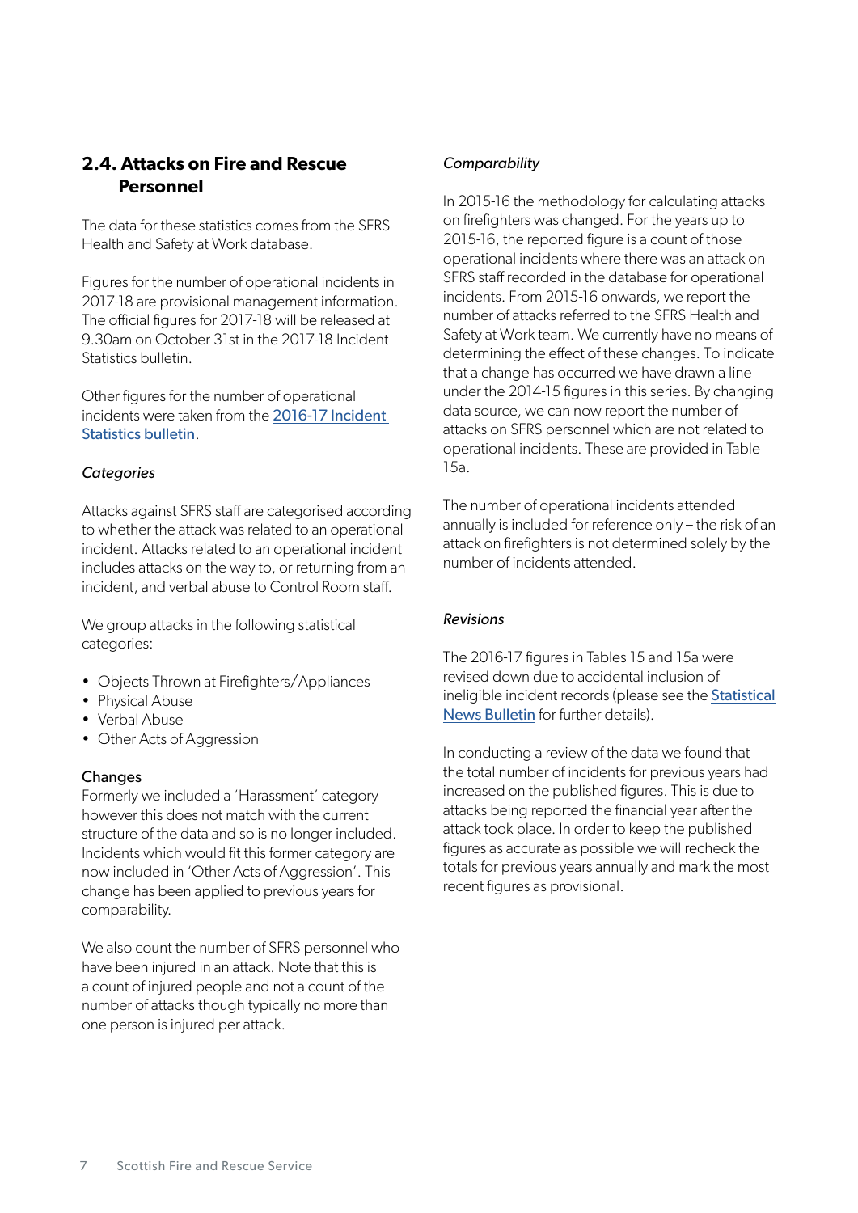## 2.4. Attacks on Fire and Rescue Personnel

The data for these statistics comes from the SFRS Health and Safety at Work database.

Figures for the number of operational incidents in 2017-18 are provisional management information. The official figures for 2017-18 will be released at 9.30am on October 31st in the 2017-18 Incident Statistics bulletin.

Other figures for the number of operational incidents were taken from the [2016-17 Incident Statistics bulletin](#).

*Categories*

Attacks against SFRS staff are categorised according to whether the attack was related to an operational incident. Attacks related to an operational incident includes attacks on the way to, or returning from an incident, and verbal abuse to Control Room staff.

We group attacks in the following statistical categories:

- Objects Thrown at Firefighters/Appliances
- Physical Abuse
- Verbal Abuse
- Other Acts of Aggression

Changes

Formerly we included a 'Harassment' category however this does not match with the current structure of the data and so is no longer included. Incidents which would fit this former category are now included in 'Other Acts of Aggression'. This change has been applied to previous years for comparability.

We also count the number of SFRS personnel who have been injured in an attack. Note that this is a count of injured people and not a count of the number of attacks though typically no more than one person is injured per attack.

*Comparability*

In 2015-16 the methodology for calculating attacks on firefighters was changed. For the years up to 2015-16, the reported figure is a count of those operational incidents where there was an attack on SFRS staff recorded in the database for operational incidents. From 2015-16 onwards, we report the number of attacks referred to the SFRS Health and Safety at Work team. We currently have no means of determining the effect of these changes. To indicate that a change has occurred we have drawn a line under the 2014-15 figures in this series. By changing data source, we can now report the number of attacks on SFRS personnel which are not related to operational incidents. These are provided in Table 15a.

The number of operational incidents attended annually is included for reference only – the risk of an attack on firefighters is not determined solely by the number of incidents attended.

*Revisions*

The 2016-17 figures in Tables 15 and 15a were revised down due to accidental inclusion of ineligible incident records (please see the [Statistical News Bulletin](#) for further details).

In conducting a review of the data we found that the total number of incidents for previous years had increased on the published figures. This is due to attacks being reported the financial year after the attack took place. In order to keep the published figures as accurate as possible we will recheck the totals for previous years annually and mark the most recent figures as provisional.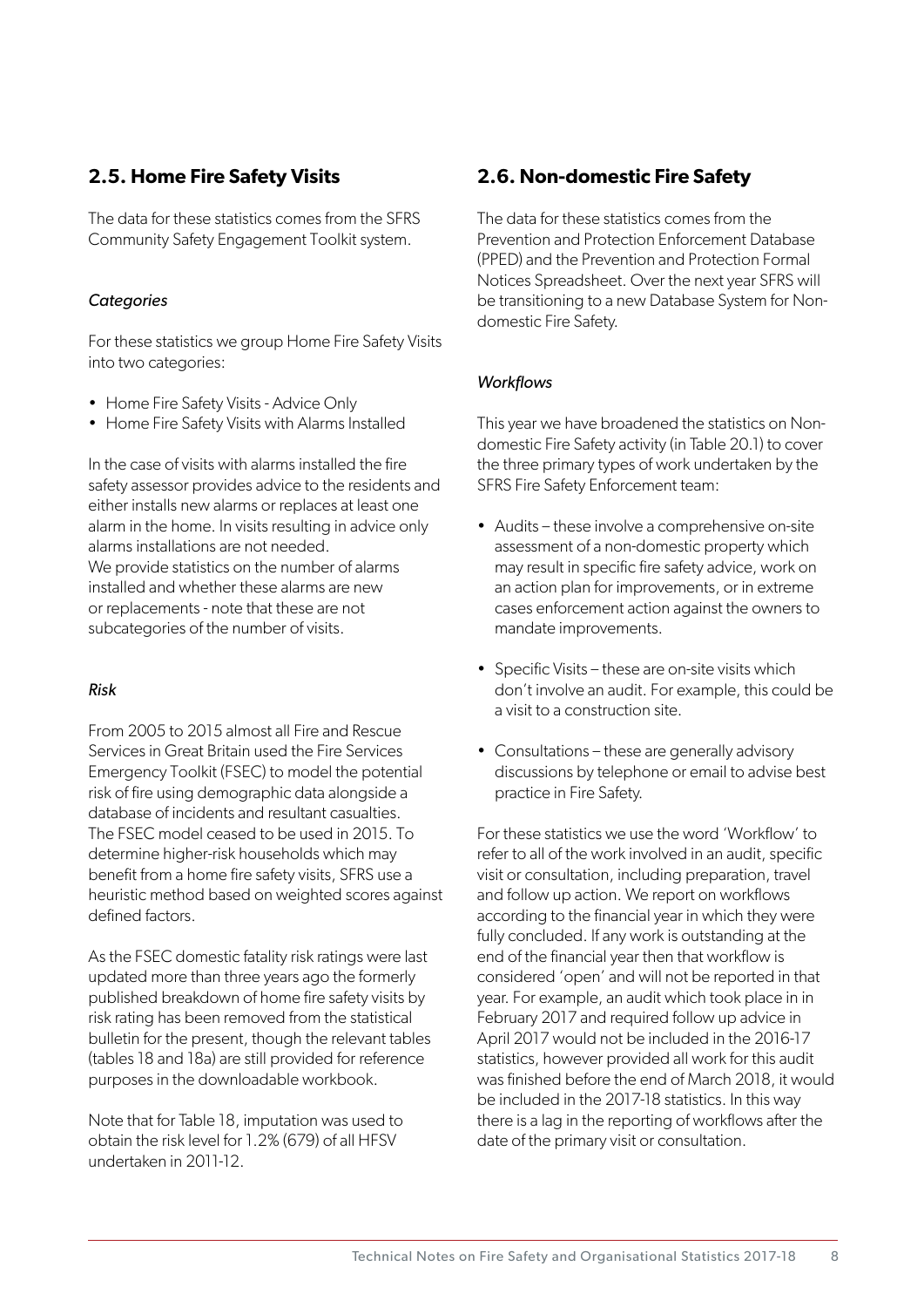## 2.5. Home Fire Safety Visits

The data for these statistics comes from the SFRS Community Safety Engagement Toolkit system.

### *Categories*

For these statistics we group Home Fire Safety Visits into two categories:

- Home Fire Safety Visits - Advice Only
- Home Fire Safety Visits with Alarms Installed

In the case of visits with alarms installed the fire safety assessor provides advice to the residents and either installs new alarms or replaces at least one alarm in the home. In visits resulting in advice only alarms installations are not needed.
We provide statistics on the number of alarms installed and whether these alarms are new or replacements - note that these are not subcategories of the number of visits.

### *Risk*

From 2005 to 2015 almost all Fire and Rescue Services in Great Britain used the Fire Services Emergency Toolkit (FSEC) to model the potential risk of fire using demographic data alongside a database of incidents and resultant casualties. The FSEC model ceased to be used in 2015. To determine higher-risk households which may benefit from a home fire safety visits, SFRS use a heuristic method based on weighted scores against defined factors.

As the FSEC domestic fatality risk ratings were last updated more than three years ago the formerly published breakdown of home fire safety visits by risk rating has been removed from the statistical bulletin for the present, though the relevant tables (tables 18 and 18a) are still provided for reference purposes in the downloadable workbook.

Note that for Table 18, imputation was used to obtain the risk level for 1.2% (679) of all HFSV undertaken in 2011-12.

## 2.6. Non-domestic Fire Safety

The data for these statistics comes from the Prevention and Protection Enforcement Database (PPED) and the Prevention and Protection Formal Notices Spreadsheet. Over the next year SFRS will be transitioning to a new Database System for Non-domestic Fire Safety.

### *Workflows*

This year we have broadened the statistics on Non-domestic Fire Safety activity (in Table 20.1) to cover the three primary types of work undertaken by the SFRS Fire Safety Enforcement team:

- Audits – these involve a comprehensive on-site assessment of a non-domestic property which may result in specific fire safety advice, work on an action plan for improvements, or in extreme cases enforcement action against the owners to mandate improvements.
- Specific Visits – these are on-site visits which don't involve an audit. For example, this could be a visit to a construction site.
- Consultations – these are generally advisory discussions by telephone or email to advise best practice in Fire Safety.

For these statistics we use the word 'Workflow' to refer to all of the work involved in an audit, specific visit or consultation, including preparation, travel and follow up action. We report on workflows according to the financial year in which they were fully concluded. If any work is outstanding at the end of the financial year then that workflow is considered 'open' and will not be reported in that year. For example, an audit which took place in in February 2017 and required follow up advice in April 2017 would not be included in the 2016-17 statistics, however provided all work for this audit was finished before the end of March 2018, it would be included in the 2017-18 statistics. In this way there is a lag in the reporting of workflows after the date of the primary visit or consultation.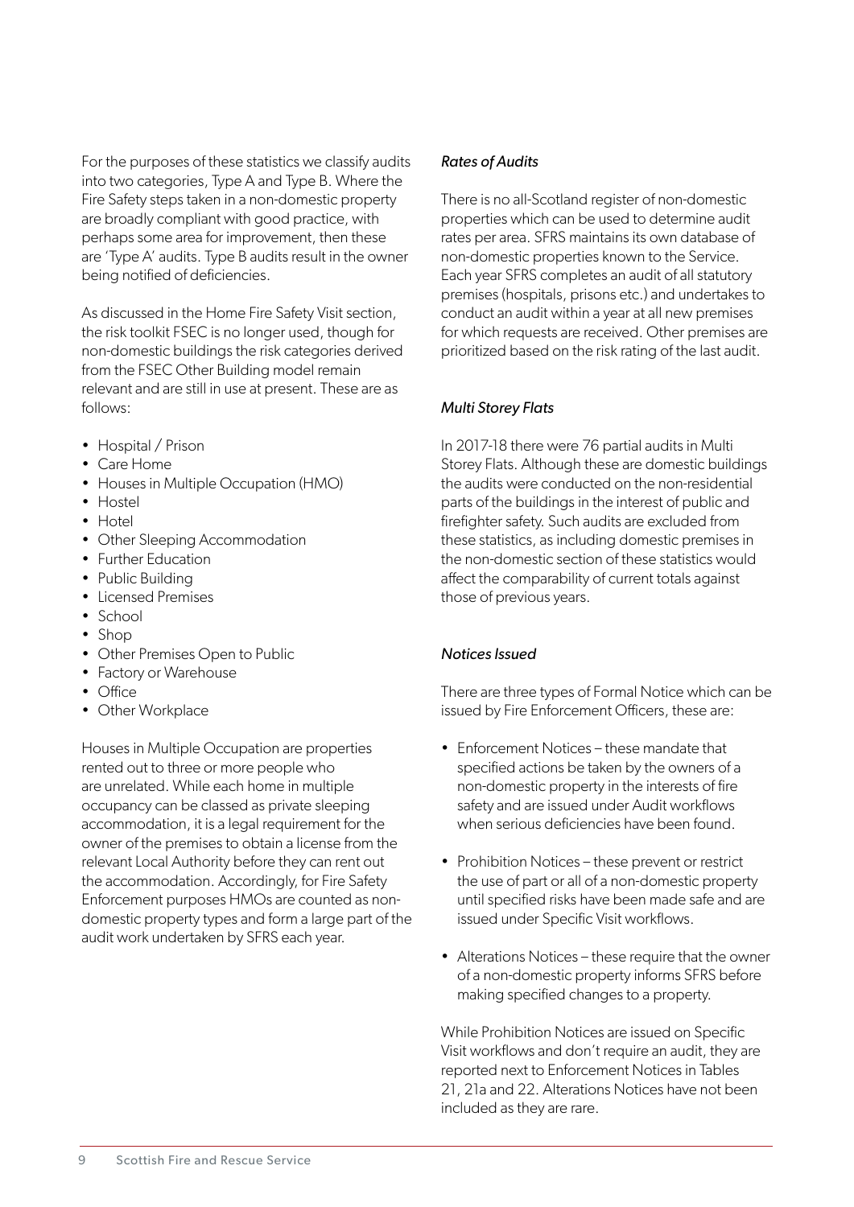For the purposes of these statistics we classify audits into two categories, Type A and Type B. Where the Fire Safety steps taken in a non-domestic property are broadly compliant with good practice, with perhaps some area for improvement, then these are 'Type A' audits. Type B audits result in the owner being notified of deficiencies.

As discussed in the Home Fire Safety Visit section, the risk toolkit FSEC is no longer used, though for non-domestic buildings the risk categories derived from the FSEC Other Building model remain relevant and are still in use at present. These are as follows:

- Hospital / Prison
- Care Home
- Houses in Multiple Occupation (HMO)
- Hostel
- Hotel
- Other Sleeping Accommodation
- Further Education
- Public Building
- Licensed Premises
- School
- Shop
- Other Premises Open to Public
- Factory or Warehouse
- Office
- Other Workplace

Houses in Multiple Occupation are properties rented out to three or more people who are unrelated. While each home in multiple occupancy can be classed as private sleeping accommodation, it is a legal requirement for the owner of the premises to obtain a license from the relevant Local Authority before they can rent out the accommodation. Accordingly, for Fire Safety Enforcement purposes HMOs are counted as non-domestic property types and form a large part of the audit work undertaken by SFRS each year.

*Rates of Audits*

There is no all-Scotland register of non-domestic properties which can be used to determine audit rates per area. SFRS maintains its own database of non-domestic properties known to the Service. Each year SFRS completes an audit of all statutory premises (hospitals, prisons etc.) and undertakes to conduct an audit within a year at all new premises for which requests are received. Other premises are prioritized based on the risk rating of the last audit.

*Multi Storey Flats*

In 2017-18 there were 76 partial audits in Multi Storey Flats. Although these are domestic buildings the audits were conducted on the non-residential parts of the buildings in the interest of public and firefighter safety. Such audits are excluded from these statistics, as including domestic premises in the non-domestic section of these statistics would affect the comparability of current totals against those of previous years.

*Notices Issued*

There are three types of Formal Notice which can be issued by Fire Enforcement Officers, these are:

- Enforcement Notices – these mandate that specified actions be taken by the owners of a non-domestic property in the interests of fire safety and are issued under Audit workflows when serious deficiencies have been found.
- Prohibition Notices – these prevent or restrict the use of part or all of a non-domestic property until specified risks have been made safe and are issued under Specific Visit workflows.
- Alterations Notices – these require that the owner of a non-domestic property informs SFRS before making specified changes to a property.

While Prohibition Notices are issued on Specific Visit workflows and don't require an audit, they are reported next to Enforcement Notices in Tables 21, 21a and 22. Alterations Notices have not been included as they are rare.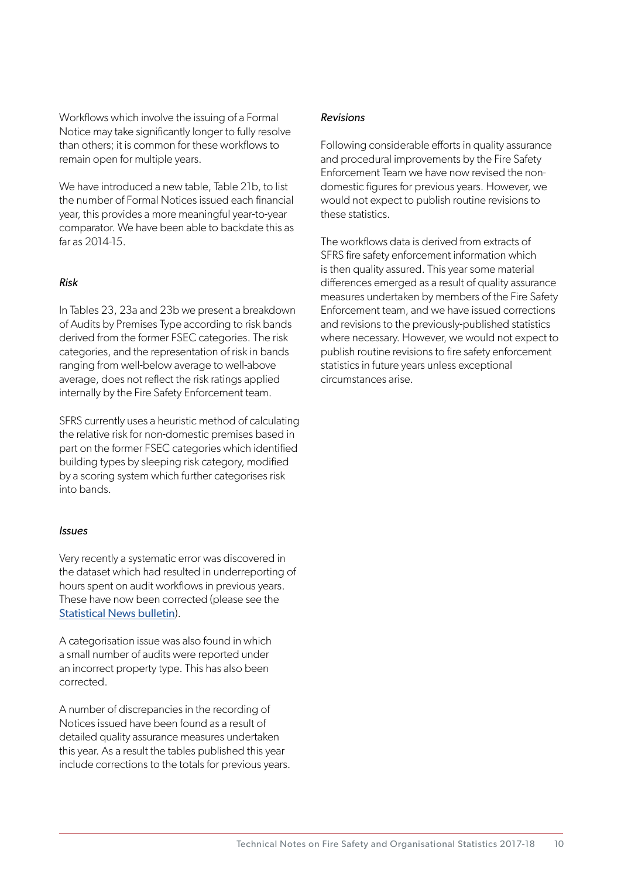Workflows which involve the issuing of a Formal Notice may take significantly longer to fully resolve than others; it is common for these workflows to remain open for multiple years.

We have introduced a new table, Table 21b, to list the number of Formal Notices issued each financial year, this provides a more meaningful year-to-year comparator. We have been able to backdate this as far as 2014-15.

*Risk*

In Tables 23, 23a and 23b we present a breakdown of Audits by Premises Type according to risk bands derived from the former FSEC categories. The risk categories, and the representation of risk in bands ranging from well-below average to well-above average, does not reflect the risk ratings applied internally by the Fire Safety Enforcement team.

SFRS currently uses a heuristic method of calculating the relative risk for non-domestic premises based in part on the former FSEC categories which identified building types by sleeping risk category, modified by a scoring system which further categorises risk into bands.

*Issues*

Very recently a systematic error was discovered in the dataset which had resulted in underreporting of hours spent on audit workflows in previous years. These have now been corrected (please see the Statistical News bulletin).

A categorisation issue was also found in which a small number of audits were reported under an incorrect property type. This has also been corrected.

A number of discrepancies in the recording of Notices issued have been found as a result of detailed quality assurance measures undertaken this year. As a result the tables published this year include corrections to the totals for previous years.

*Revisions*

Following considerable efforts in quality assurance and procedural improvements by the Fire Safety Enforcement Team we have now revised the non-domestic figures for previous years. However, we would not expect to publish routine revisions to these statistics.

The workflows data is derived from extracts of SFRS fire safety enforcement information which is then quality assured. This year some material differences emerged as a result of quality assurance measures undertaken by members of the Fire Safety Enforcement team, and we have issued corrections and revisions to the previously-published statistics where necessary. However, we would not expect to publish routine revisions to fire safety enforcement statistics in future years unless exceptional circumstances arise.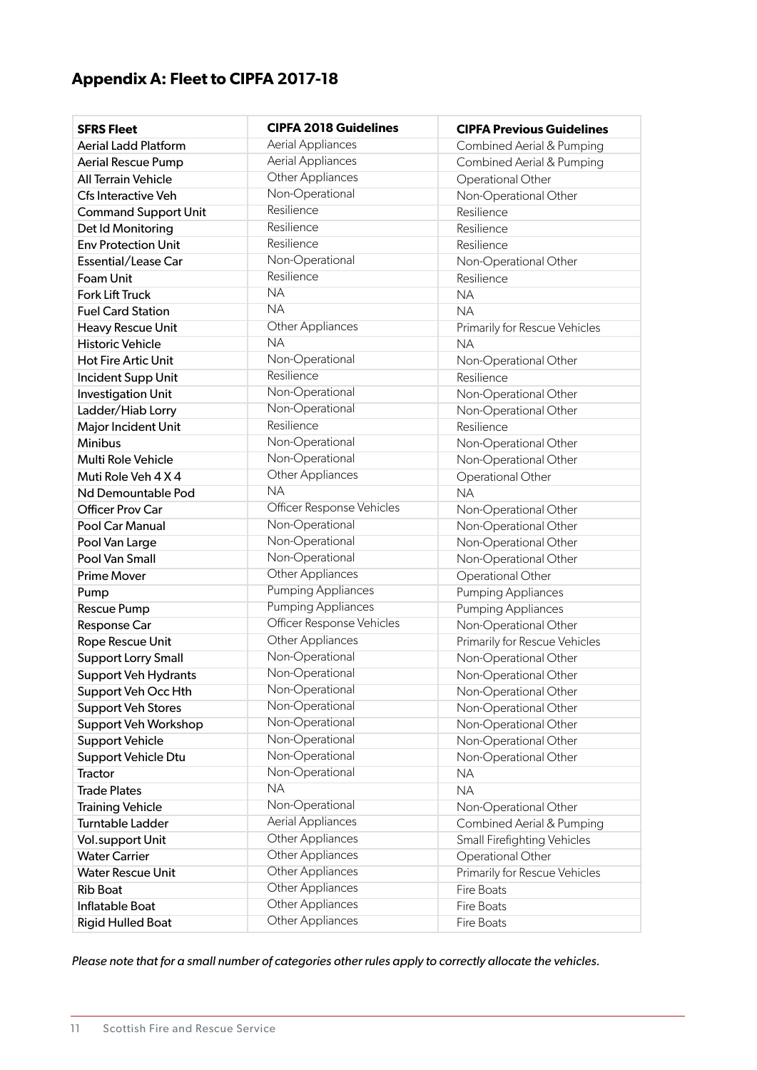## Appendix A: Fleet to CIPFA 2017-18

| SFRS Fleet | CIPFA 2018 Guidelines | CIPFA Previous Guidelines |
|---|---|---|
| Aerial Ladd Platform | Aerial Appliances | Combined Aerial & Pumping |
| Aerial Rescue Pump | Aerial Appliances | Combined Aerial & Pumping |
| All Terrain Vehicle | Other Appliances | Operational Other |
| Cfs Interactive Veh | Non-Operational | Non-Operational Other |
| Command Support Unit | Resilience | Resilience |
| Det Id Monitoring | Resilience | Resilience |
| Env Protection Unit | Resilience | Resilience |
| Essential/Lease Car | Non-Operational | Non-Operational Other |
| Foam Unit | Resilience | Resilience |
| Fork Lift Truck | NA | NA |
| Fuel Card Station | NA | NA |
| Heavy Rescue Unit | Other Appliances | Primarily for Rescue Vehicles |
| Historic Vehicle | NA | NA |
| Hot Fire Artic Unit | Non-Operational | Non-Operational Other |
| Incident Supp Unit | Resilience | Resilience |
| Investigation Unit | Non-Operational | Non-Operational Other |
| Ladder/Hiab Lorry | Non-Operational | Non-Operational Other |
| Major Incident Unit | Resilience | Resilience |
| Minibus | Non-Operational | Non-Operational Other |
| Multi Role Vehicle | Non-Operational | Non-Operational Other |
| Muti Role Veh 4 X 4 | Other Appliances | Operational Other |
| Nd Demountable Pod | NA | NA |
| Officer Prov Car | Officer Response Vehicles | Non-Operational Other |
| Pool Car Manual | Non-Operational | Non-Operational Other |
| Pool Van Large | Non-Operational | Non-Operational Other |
| Pool Van Small | Non-Operational | Non-Operational Other |
| Prime Mover | Other Appliances | Operational Other |
| Pump | Pumping Appliances | Pumping Appliances |
| Rescue Pump | Pumping Appliances | Pumping Appliances |
| Response Car | Officer Response Vehicles | Non-Operational Other |
| Rope Rescue Unit | Other Appliances | Primarily for Rescue Vehicles |
| Support Lorry Small | Non-Operational | Non-Operational Other |
| Support Veh Hydrants | Non-Operational | Non-Operational Other |
| Support Veh Occ Hth | Non-Operational | Non-Operational Other |
| Support Veh Stores | Non-Operational | Non-Operational Other |
| Support Veh Workshop | Non-Operational | Non-Operational Other |
| Support Vehicle | Non-Operational | Non-Operational Other |
| Support Vehicle Dtu | Non-Operational | Non-Operational Other |
| Tractor | Non-Operational | NA |
| Trade Plates | NA | NA |
| Training Vehicle | Non-Operational | Non-Operational Other |
| Turntable Ladder | Aerial Appliances | Combined Aerial & Pumping |
| Vol.support Unit | Other Appliances | Small Firefighting Vehicles |
| Water Carrier | Other Appliances | Operational Other |
| Water Rescue Unit | Other Appliances | Primarily for Rescue Vehicles |
| Rib Boat | Other Appliances | Fire Boats |
| Inflatable Boat | Other Appliances | Fire Boats |
| Rigid Hulled Boat | Other Appliances | Fire Boats |

*Please note that for a small number of categories other rules apply to correctly allocate the vehicles.*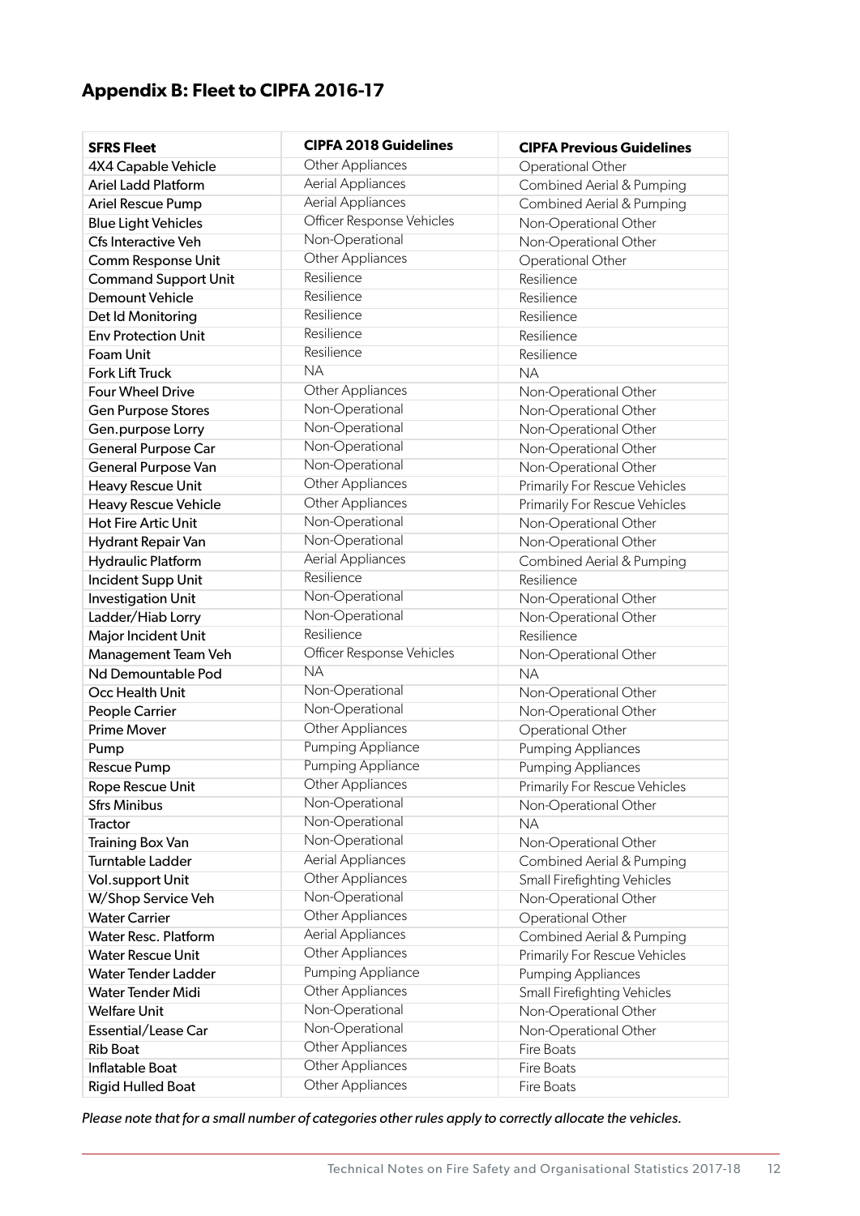## Appendix B: Fleet to CIPFA 2016-17

| SFRS Fleet | CIPFA 2018 Guidelines | CIPFA Previous Guidelines |
|---|---|---|
| 4X4 Capable Vehicle | Other Appliances | Operational Other |
| Ariel Ladd Platform | Aerial Appliances | Combined Aerial & Pumping |
| Ariel Rescue Pump | Aerial Appliances | Combined Aerial & Pumping |
| Blue Light Vehicles | Officer Response Vehicles | Non-Operational Other |
| Cfs Interactive Veh | Non-Operational | Non-Operational Other |
| Comm Response Unit | Other Appliances | Operational Other |
| Command Support Unit | Resilience | Resilience |
| Demount Vehicle | Resilience | Resilience |
| Det Id Monitoring | Resilience | Resilience |
| Env Protection Unit | Resilience | Resilience |
| Foam Unit | Resilience | Resilience |
| Fork Lift Truck | NA | NA |
| Four Wheel Drive | Other Appliances | Non-Operational Other |
| Gen Purpose Stores | Non-Operational | Non-Operational Other |
| Gen.purpose Lorry | Non-Operational | Non-Operational Other |
| General Purpose Car | Non-Operational | Non-Operational Other |
| General Purpose Van | Non-Operational | Non-Operational Other |
| Heavy Rescue Unit | Other Appliances | Primarily For Rescue Vehicles |
| Heavy Rescue Vehicle | Other Appliances | Primarily For Rescue Vehicles |
| Hot Fire Artic Unit | Non-Operational | Non-Operational Other |
| Hydrant Repair Van | Non-Operational | Non-Operational Other |
| Hydraulic Platform | Aerial Appliances | Combined Aerial & Pumping |
| Incident Supp Unit | Resilience | Resilience |
| Investigation Unit | Non-Operational | Non-Operational Other |
| Ladder/Hiab Lorry | Non-Operational | Non-Operational Other |
| Major Incident Unit | Resilience | Resilience |
| Management Team Veh | Officer Response Vehicles | Non-Operational Other |
| Nd Demountable Pod | NA | NA |
| Occ Health Unit | Non-Operational | Non-Operational Other |
| People Carrier | Non-Operational | Non-Operational Other |
| Prime Mover | Other Appliances | Operational Other |
| Pump | Pumping Appliance | Pumping Appliances |
| Rescue Pump | Pumping Appliance | Pumping Appliances |
| Rope Rescue Unit | Other Appliances | Primarily For Rescue Vehicles |
| Sfrs Minibus | Non-Operational | Non-Operational Other |
| Tractor | Non-Operational | NA |
| Training Box Van | Non-Operational | Non-Operational Other |
| Turntable Ladder | Aerial Appliances | Combined Aerial & Pumping |
| Vol.support Unit | Other Appliances | Small Firefighting Vehicles |
| W/Shop Service Veh | Non-Operational | Non-Operational Other |
| Water Carrier | Other Appliances | Operational Other |
| Water Resc. Platform | Aerial Appliances | Combined Aerial & Pumping |
| Water Rescue Unit | Other Appliances | Primarily For Rescue Vehicles |
| Water Tender Ladder | Pumping Appliance | Pumping Appliances |
| Water Tender Midi | Other Appliances | Small Firefighting Vehicles |
| Welfare Unit | Non-Operational | Non-Operational Other |
| Essential/Lease Car | Non-Operational | Non-Operational Other |
| Rib Boat | Other Appliances | Fire Boats |
| Inflatable Boat | Other Appliances | Fire Boats |
| Rigid Hulled Boat | Other Appliances | Fire Boats |

*Please note that for a small number of categories other rules apply to correctly allocate the vehicles.*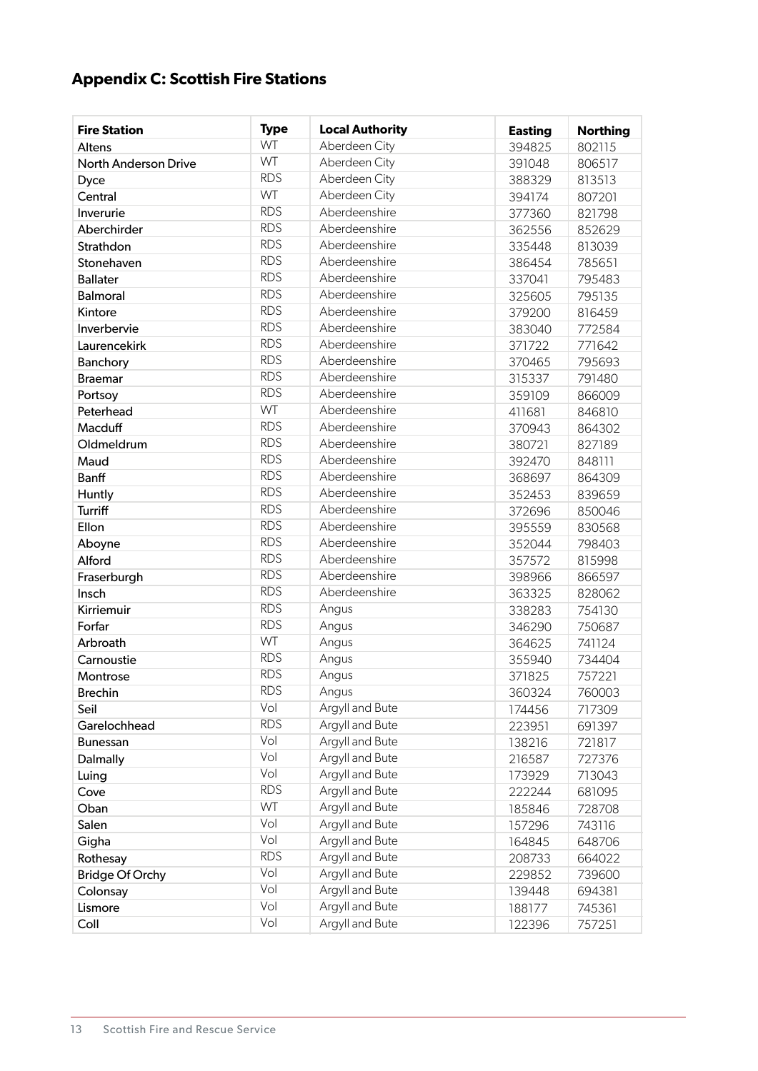## Appendix C: Scottish Fire Stations

| Fire Station | Type | Local Authority | Easting | Northing |
|---|---|---|---|---|
| Altens | WT | Aberdeen City | 394825 | 802115 |
| North Anderson Drive | WT | Aberdeen City | 391048 | 806517 |
| Dyce | RDS | Aberdeen City | 388329 | 813513 |
| Central | WT | Aberdeen City | 394174 | 807201 |
| Inverurie | RDS | Aberdeenshire | 377360 | 821798 |
| Aberchirder | RDS | Aberdeenshire | 362556 | 852629 |
| Strathdon | RDS | Aberdeenshire | 335448 | 813039 |
| Stonehaven | RDS | Aberdeenshire | 386454 | 785651 |
| Ballater | RDS | Aberdeenshire | 337041 | 795483 |
| Balmoral | RDS | Aberdeenshire | 325605 | 795135 |
| Kintore | RDS | Aberdeenshire | 379200 | 816459 |
| Inverbervie | RDS | Aberdeenshire | 383040 | 772584 |
| Laurencekirk | RDS | Aberdeenshire | 371722 | 771642 |
| Banchory | RDS | Aberdeenshire | 370465 | 795693 |
| Braemar | RDS | Aberdeenshire | 315337 | 791480 |
| Portsoy | RDS | Aberdeenshire | 359109 | 866009 |
| Peterhead | WT | Aberdeenshire | 411681 | 846810 |
| Macduff | RDS | Aberdeenshire | 370943 | 864302 |
| Oldmeldrum | RDS | Aberdeenshire | 380721 | 827189 |
| Maud | RDS | Aberdeenshire | 392470 | 848111 |
| Banff | RDS | Aberdeenshire | 368697 | 864309 |
| Huntly | RDS | Aberdeenshire | 352453 | 839659 |
| Turriff | RDS | Aberdeenshire | 372696 | 850046 |
| Ellon | RDS | Aberdeenshire | 395559 | 830568 |
| Aboyne | RDS | Aberdeenshire | 352044 | 798403 |
| Alford | RDS | Aberdeenshire | 357572 | 815998 |
| Fraserburgh | RDS | Aberdeenshire | 398966 | 866597 |
| Insch | RDS | Aberdeenshire | 363325 | 828062 |
| Kirriemuir | RDS | Angus | 338283 | 754130 |
| Forfar | RDS | Angus | 346290 | 750687 |
| Arbroath | WT | Angus | 364625 | 741124 |
| Carnoustie | RDS | Angus | 355940 | 734404 |
| Montrose | RDS | Angus | 371825 | 757221 |
| Brechin | RDS | Angus | 360324 | 760003 |
| Seil | Vol | Argyll and Bute | 174456 | 717309 |
| Garelochhead | RDS | Argyll and Bute | 223951 | 691397 |
| Bunessan | Vol | Argyll and Bute | 138216 | 721817 |
| Dalmally | Vol | Argyll and Bute | 216587 | 727376 |
| Luing | Vol | Argyll and Bute | 173929 | 713043 |
| Cove | RDS | Argyll and Bute | 222244 | 681095 |
| Oban | WT | Argyll and Bute | 185846 | 728708 |
| Salen | Vol | Argyll and Bute | 157296 | 743116 |
| Gigha | Vol | Argyll and Bute | 164845 | 648706 |
| Rothesay | RDS | Argyll and Bute | 208733 | 664022 |
| Bridge Of Orchy | Vol | Argyll and Bute | 229852 | 739600 |
| Colonsay | Vol | Argyll and Bute | 139448 | 694381 |
| Lismore | Vol | Argyll and Bute | 188177 | 745361 |
| Coll | Vol | Argyll and Bute | 122396 | 757251 |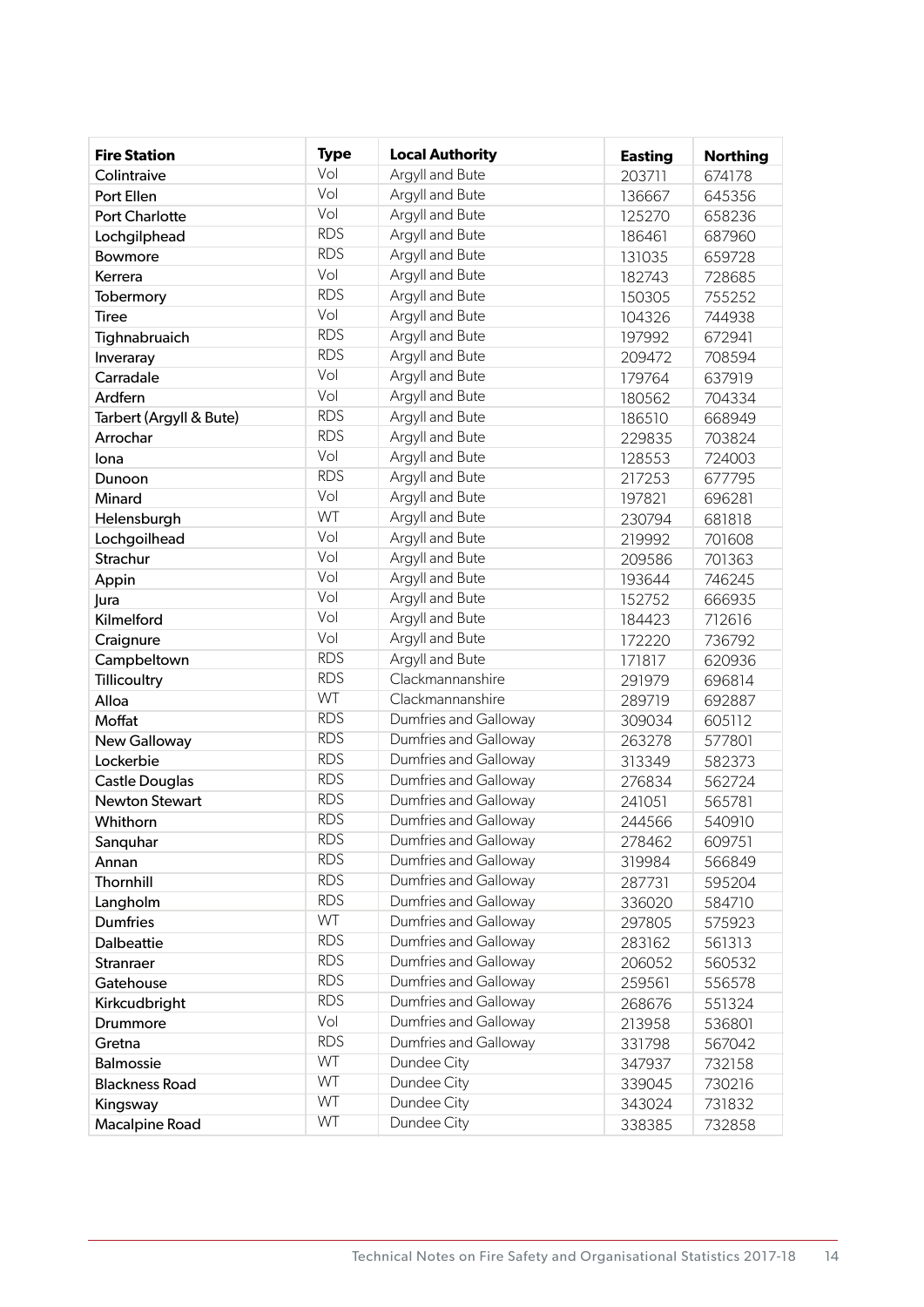| Fire Station | Type | Local Authority | Easting | Northing |
|---|---|---|---|---|
| Colintraive | Vol | Argyll and Bute | 203711 | 674178 |
| Port Ellen | Vol | Argyll and Bute | 136667 | 645356 |
| Port Charlotte | Vol | Argyll and Bute | 125270 | 658236 |
| Lochgilphead | RDS | Argyll and Bute | 186461 | 687960 |
| Bowmore | RDS | Argyll and Bute | 131035 | 659728 |
| Kerrera | Vol | Argyll and Bute | 182743 | 728685 |
| Tobermory | RDS | Argyll and Bute | 150305 | 755252 |
| Tiree | Vol | Argyll and Bute | 104326 | 744938 |
| Tighnabruaich | RDS | Argyll and Bute | 197992 | 672941 |
| Inveraray | RDS | Argyll and Bute | 209472 | 708594 |
| Carradale | Vol | Argyll and Bute | 179764 | 637919 |
| Ardfern | Vol | Argyll and Bute | 180562 | 704334 |
| Tarbert (Argyll & Bute) | RDS | Argyll and Bute | 186510 | 668949 |
| Arrochar | RDS | Argyll and Bute | 229835 | 703824 |
| Iona | Vol | Argyll and Bute | 128553 | 724003 |
| Dunoon | RDS | Argyll and Bute | 217253 | 677795 |
| Minard | Vol | Argyll and Bute | 197821 | 696281 |
| Helensburgh | WT | Argyll and Bute | 230794 | 681818 |
| Lochgoilhead | Vol | Argyll and Bute | 219992 | 701608 |
| Strachur | Vol | Argyll and Bute | 209586 | 701363 |
| Appin | Vol | Argyll and Bute | 193644 | 746245 |
| Jura | Vol | Argyll and Bute | 152752 | 666935 |
| Kilmelford | Vol | Argyll and Bute | 184423 | 712616 |
| Craignure | Vol | Argyll and Bute | 172220 | 736792 |
| Campbeltown | RDS | Argyll and Bute | 171817 | 620936 |
| Tillicoultry | RDS | Clackmannanshire | 291979 | 696814 |
| Alloa | WT | Clackmannanshire | 289719 | 692887 |
| Moffat | RDS | Dumfries and Galloway | 309034 | 605112 |
| New Galloway | RDS | Dumfries and Galloway | 263278 | 577801 |
| Lockerbie | RDS | Dumfries and Galloway | 313349 | 582373 |
| Castle Douglas | RDS | Dumfries and Galloway | 276834 | 562724 |
| Newton Stewart | RDS | Dumfries and Galloway | 241051 | 565781 |
| Whithorn | RDS | Dumfries and Galloway | 244566 | 540910 |
| Sanquhar | RDS | Dumfries and Galloway | 278462 | 609751 |
| Annan | RDS | Dumfries and Galloway | 319984 | 566849 |
| Thornhill | RDS | Dumfries and Galloway | 287731 | 595204 |
| Langholm | RDS | Dumfries and Galloway | 336020 | 584710 |
| Dumfries | WT | Dumfries and Galloway | 297805 | 575923 |
| Dalbeattie | RDS | Dumfries and Galloway | 283162 | 561313 |
| Stranraer | RDS | Dumfries and Galloway | 206052 | 560532 |
| Gatehouse | RDS | Dumfries and Galloway | 259561 | 556578 |
| Kirkcudbright | RDS | Dumfries and Galloway | 268676 | 551324 |
| Drummore | Vol | Dumfries and Galloway | 213958 | 536801 |
| Gretna | RDS | Dumfries and Galloway | 331798 | 567042 |
| Balmossie | WT | Dundee City | 347937 | 732158 |
| Blackness Road | WT | Dundee City | 339045 | 730216 |
| Kingsway | WT | Dundee City | 343024 | 731832 |
| Macalpine Road | WT | Dundee City | 338385 | 732858 |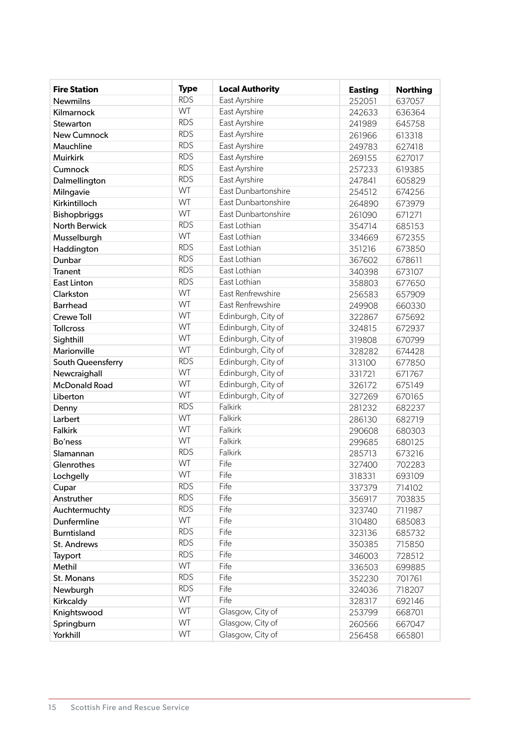| Fire Station | Type | Local Authority | Easting | Northing |
|---|---|---|---|---|
| Newmilns | RDS | East Ayrshire | 252051 | 637057 |
| Kilmarnock | WT | East Ayrshire | 242633 | 636364 |
| Stewarton | RDS | East Ayrshire | 241989 | 645758 |
| New Cumnock | RDS | East Ayrshire | 261966 | 613318 |
| Mauchline | RDS | East Ayrshire | 249783 | 627418 |
| Muirkirk | RDS | East Ayrshire | 269155 | 627017 |
| Cumnock | RDS | East Ayrshire | 257233 | 619385 |
| Dalmellington | RDS | East Ayrshire | 247841 | 605829 |
| Milngavie | WT | East Dunbartonshire | 254512 | 674256 |
| Kirkintilloch | WT | East Dunbartonshire | 264890 | 673979 |
| Bishopbriggs | WT | East Dunbartonshire | 261090 | 671271 |
| North Berwick | RDS | East Lothian | 354714 | 685153 |
| Musselburgh | WT | East Lothian | 334669 | 672355 |
| Haddington | RDS | East Lothian | 351216 | 673850 |
| Dunbar | RDS | East Lothian | 367602 | 678611 |
| Tranent | RDS | East Lothian | 340398 | 673107 |
| East Linton | RDS | East Lothian | 358803 | 677650 |
| Clarkston | WT | East Renfrewshire | 256583 | 657909 |
| Barrhead | WT | East Renfrewshire | 249908 | 660330 |
| Crewe Toll | WT | Edinburgh, City of | 322867 | 675692 |
| Tollcross | WT | Edinburgh, City of | 324815 | 672937 |
| Sighthill | WT | Edinburgh, City of | 319808 | 670799 |
| Marionville | WT | Edinburgh, City of | 328282 | 674428 |
| South Queensferry | RDS | Edinburgh, City of | 313100 | 677850 |
| Newcraighall | WT | Edinburgh, City of | 331721 | 671767 |
| McDonald Road | WT | Edinburgh, City of | 326172 | 675149 |
| Liberton | WT | Edinburgh, City of | 327269 | 670165 |
| Denny | RDS | Falkirk | 281232 | 682237 |
| Larbert | WT | Falkirk | 286130 | 682719 |
| Falkirk | WT | Falkirk | 290608 | 680303 |
| Bo'ness | WT | Falkirk | 299685 | 680125 |
| Slamannan | RDS | Falkirk | 285713 | 673216 |
| Glenrothes | WT | Fife | 327400 | 702283 |
| Lochgelly | WT | Fife | 318331 | 693109 |
| Cupar | RDS | Fife | 337379 | 714102 |
| Anstruther | RDS | Fife | 356917 | 703835 |
| Auchtermuchty | RDS | Fife | 323740 | 711987 |
| Dunfermline | WT | Fife | 310480 | 685083 |
| Burntisland | RDS | Fife | 323136 | 685732 |
| St. Andrews | RDS | Fife | 350385 | 715850 |
| Tayport | RDS | Fife | 346003 | 728512 |
| Methil | WT | Fife | 336503 | 699885 |
| St. Monans | RDS | Fife | 352230 | 701761 |
| Newburgh | RDS | Fife | 324036 | 718207 |
| Kirkcaldy | WT | Fife | 328317 | 692146 |
| Knightswood | WT | Glasgow, City of | 253799 | 668701 |
| Springburn | WT | Glasgow, City of | 260566 | 667047 |
| Yorkhill | WT | Glasgow, City of | 256458 | 665801 |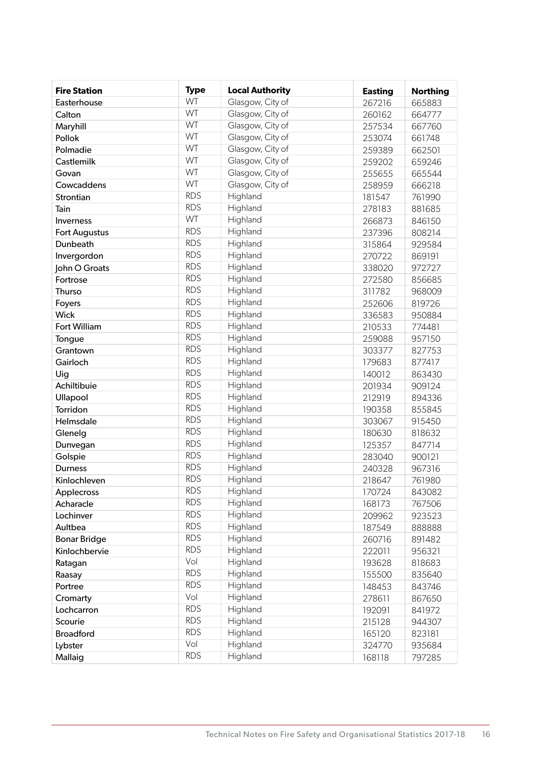| Fire Station | Type | Local Authority | Easting | Northing |
|---|---|---|---|---|
| Easterhouse | WT | Glasgow, City of | 267216 | 665883 |
| Calton | WT | Glasgow, City of | 260162 | 664777 |
| Maryhill | WT | Glasgow, City of | 257534 | 667760 |
| Pollok | WT | Glasgow, City of | 253074 | 661748 |
| Polmadie | WT | Glasgow, City of | 259389 | 662501 |
| Castlemilk | WT | Glasgow, City of | 259202 | 659246 |
| Govan | WT | Glasgow, City of | 255655 | 665544 |
| Cowcaddens | WT | Glasgow, City of | 258959 | 666218 |
| Strontian | RDS | Highland | 181547 | 761990 |
| Tain | RDS | Highland | 278183 | 881685 |
| Inverness | WT | Highland | 266873 | 846150 |
| Fort Augustus | RDS | Highland | 237396 | 808214 |
| Dunbeath | RDS | Highland | 315864 | 929584 |
| Invergordon | RDS | Highland | 270722 | 869191 |
| John O Groats | RDS | Highland | 338020 | 972727 |
| Fortrose | RDS | Highland | 272580 | 856685 |
| Thurso | RDS | Highland | 311782 | 968009 |
| Foyers | RDS | Highland | 252606 | 819726 |
| Wick | RDS | Highland | 336583 | 950884 |
| Fort William | RDS | Highland | 210533 | 774481 |
| Tongue | RDS | Highland | 259088 | 957150 |
| Grantown | RDS | Highland | 303377 | 827753 |
| Gairloch | RDS | Highland | 179683 | 877417 |
| Uig | RDS | Highland | 140012 | 863430 |
| Achiltibuie | RDS | Highland | 201934 | 909124 |
| Ullapool | RDS | Highland | 212919 | 894336 |
| Torridon | RDS | Highland | 190358 | 855845 |
| Helmsdale | RDS | Highland | 303067 | 915450 |
| Glenelg | RDS | Highland | 180630 | 818632 |
| Dunvegan | RDS | Highland | 125357 | 847714 |
| Golspie | RDS | Highland | 283040 | 900121 |
| Durness | RDS | Highland | 240328 | 967316 |
| Kinlochleven | RDS | Highland | 218647 | 761980 |
| Applecross | RDS | Highland | 170724 | 843082 |
| Acharacle | RDS | Highland | 168173 | 767506 |
| Lochinver | RDS | Highland | 209962 | 923523 |
| Aultbea | RDS | Highland | 187549 | 888888 |
| Bonar Bridge | RDS | Highland | 260716 | 891482 |
| Kinlochbervie | RDS | Highland | 222011 | 956321 |
| Ratagan | Vol | Highland | 193628 | 818683 |
| Raasay | RDS | Highland | 155500 | 835640 |
| Portree | RDS | Highland | 148453 | 843746 |
| Cromarty | Vol | Highland | 278611 | 867650 |
| Lochcarron | RDS | Highland | 192091 | 841972 |
| Scourie | RDS | Highland | 215128 | 944307 |
| Broadford | RDS | Highland | 165120 | 823181 |
| Lybster | Vol | Highland | 324770 | 935684 |
| Mallaig | RDS | Highland | 168118 | 797285 |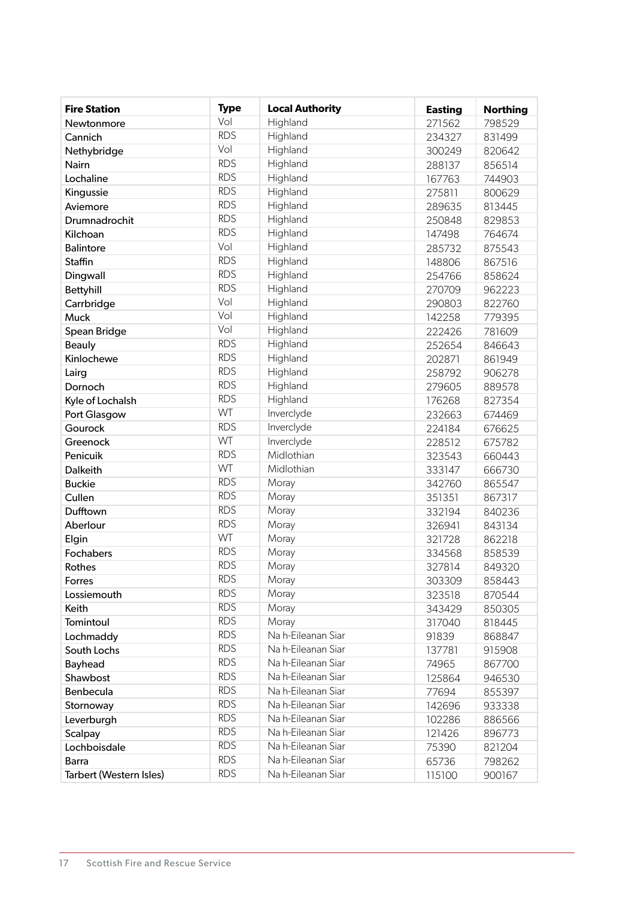| Fire Station | Type | Local Authority | Easting | Northing |
|---|---|---|---|---|
| Newtonmore | Vol | Highland | 271562 | 798529 |
| Cannich | RDS | Highland | 234327 | 831499 |
| Nethybridge | Vol | Highland | 300249 | 820642 |
| Nairn | RDS | Highland | 288137 | 856514 |
| Lochaline | RDS | Highland | 167763 | 744903 |
| Kingussie | RDS | Highland | 275811 | 800629 |
| Aviemore | RDS | Highland | 289635 | 813445 |
| Drumnadrochit | RDS | Highland | 250848 | 829853 |
| Kilchoan | RDS | Highland | 147498 | 764674 |
| Balintore | Vol | Highland | 285732 | 875543 |
| Staffin | RDS | Highland | 148806 | 867516 |
| Dingwall | RDS | Highland | 254766 | 858624 |
| Bettyhill | RDS | Highland | 270709 | 962223 |
| Carrbridge | Vol | Highland | 290803 | 822760 |
| Muck | Vol | Highland | 142258 | 779395 |
| Spean Bridge | Vol | Highland | 222426 | 781609 |
| Beauly | RDS | Highland | 252654 | 846643 |
| Kinlochewe | RDS | Highland | 202871 | 861949 |
| Lairg | RDS | Highland | 258792 | 906278 |
| Dornoch | RDS | Highland | 279605 | 889578 |
| Kyle of Lochalsh | RDS | Highland | 176268 | 827354 |
| Port Glasgow | WT | Inverclyde | 232663 | 674469 |
| Gourock | RDS | Inverclyde | 224184 | 676625 |
| Greenock | WT | Inverclyde | 228512 | 675782 |
| Penicuik | RDS | Midlothian | 323543 | 660443 |
| Dalkeith | WT | Midlothian | 333147 | 666730 |
| Buckie | RDS | Moray | 342760 | 865547 |
| Cullen | RDS | Moray | 351351 | 867317 |
| Dufftown | RDS | Moray | 332194 | 840236 |
| Aberlour | RDS | Moray | 326941 | 843134 |
| Elgin | WT | Moray | 321728 | 862218 |
| Fochabers | RDS | Moray | 334568 | 858539 |
| Rothes | RDS | Moray | 327814 | 849320 |
| Forres | RDS | Moray | 303309 | 858443 |
| Lossiemouth | RDS | Moray | 323518 | 870544 |
| Keith | RDS | Moray | 343429 | 850305 |
| Tomintoul | RDS | Moray | 317040 | 818445 |
| Lochmaddy | RDS | Na h-Eileanan Siar | 91839 | 868847 |
| South Lochs | RDS | Na h-Eileanan Siar | 137781 | 915908 |
| Bayhead | RDS | Na h-Eileanan Siar | 74965 | 867700 |
| Shawbost | RDS | Na h-Eileanan Siar | 125864 | 946530 |
| Benbecula | RDS | Na h-Eileanan Siar | 77694 | 855397 |
| Stornoway | RDS | Na h-Eileanan Siar | 142696 | 933338 |
| Leverburgh | RDS | Na h-Eileanan Siar | 102286 | 886566 |
| Scalpay | RDS | Na h-Eileanan Siar | 121426 | 896773 |
| Lochboisdale | RDS | Na h-Eileanan Siar | 75390 | 821204 |
| Barra | RDS | Na h-Eileanan Siar | 65736 | 798262 |
| Tarbert (Western Isles) | RDS | Na h-Eileanan Siar | 115100 | 900167 |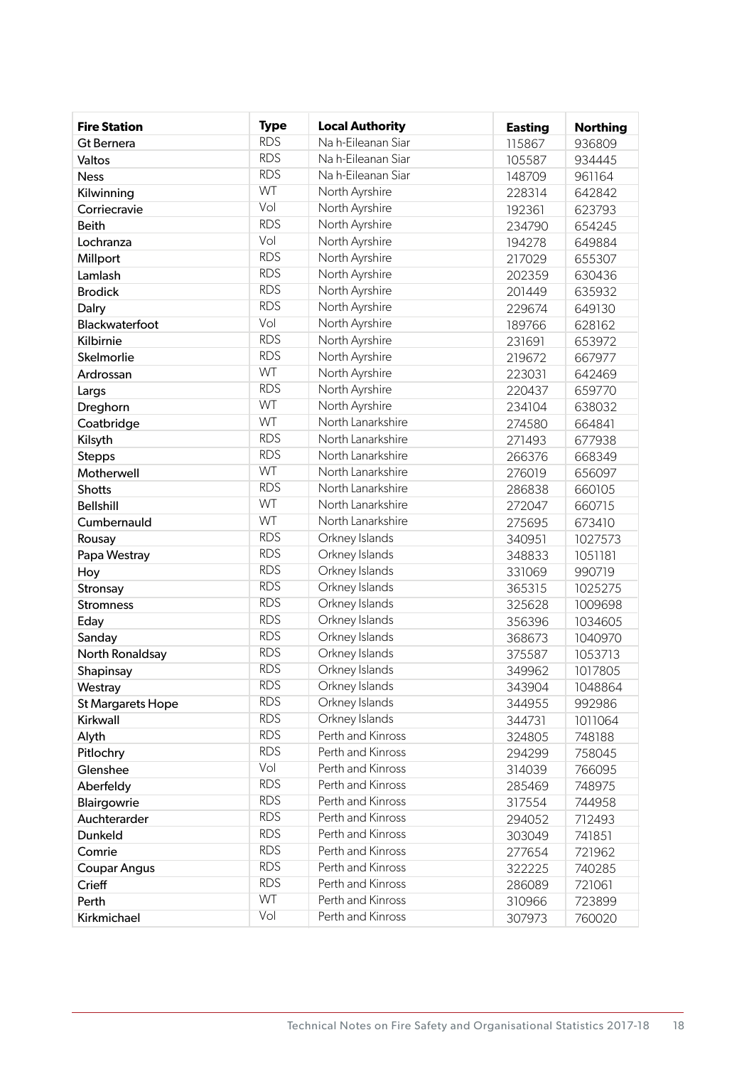| Fire Station | Type | Local Authority | Easting | Northing |
|---|---|---|---|---|
| Gt Bernera | RDS | Na h-Eileanan Siar | 115867 | 936809 |
| Valtos | RDS | Na h-Eileanan Siar | 105587 | 934445 |
| Ness | RDS | Na h-Eileanan Siar | 148709 | 961164 |
| Kilwinning | WT | North Ayrshire | 228314 | 642842 |
| Corriecravie | Vol | North Ayrshire | 192361 | 623793 |
| Beith | RDS | North Ayrshire | 234790 | 654245 |
| Lochranza | Vol | North Ayrshire | 194278 | 649884 |
| Millport | RDS | North Ayrshire | 217029 | 655307 |
| Lamlash | RDS | North Ayrshire | 202359 | 630436 |
| Brodick | RDS | North Ayrshire | 201449 | 635932 |
| Dalry | RDS | North Ayrshire | 229674 | 649130 |
| Blackwaterfoot | Vol | North Ayrshire | 189766 | 628162 |
| Kilbirnie | RDS | North Ayrshire | 231691 | 653972 |
| Skelmorlie | RDS | North Ayrshire | 219672 | 667977 |
| Ardrossan | WT | North Ayrshire | 223031 | 642469 |
| Largs | RDS | North Ayrshire | 220437 | 659770 |
| Dreghorn | WT | North Ayrshire | 234104 | 638032 |
| Coatbridge | WT | North Lanarkshire | 274580 | 664841 |
| Kilsyth | RDS | North Lanarkshire | 271493 | 677938 |
| Stepps | RDS | North Lanarkshire | 266376 | 668349 |
| Motherwell | WT | North Lanarkshire | 276019 | 656097 |
| Shotts | RDS | North Lanarkshire | 286838 | 660105 |
| Bellshill | WT | North Lanarkshire | 272047 | 660715 |
| Cumbernauld | WT | North Lanarkshire | 275695 | 673410 |
| Rousay | RDS | Orkney Islands | 340951 | 1027573 |
| Papa Westray | RDS | Orkney Islands | 348833 | 1051181 |
| Hoy | RDS | Orkney Islands | 331069 | 990719 |
| Stronsay | RDS | Orkney Islands | 365315 | 1025275 |
| Stromness | RDS | Orkney Islands | 325628 | 1009698 |
| Eday | RDS | Orkney Islands | 356396 | 1034605 |
| Sanday | RDS | Orkney Islands | 368673 | 1040970 |
| North Ronaldsay | RDS | Orkney Islands | 375587 | 1053713 |
| Shapinsay | RDS | Orkney Islands | 349962 | 1017805 |
| Westray | RDS | Orkney Islands | 343904 | 1048864 |
| St Margarets Hope | RDS | Orkney Islands | 344955 | 992986 |
| Kirkwall | RDS | Orkney Islands | 344731 | 1011064 |
| Alyth | RDS | Perth and Kinross | 324805 | 748188 |
| Pitlochry | RDS | Perth and Kinross | 294299 | 758045 |
| Glenshee | Vol | Perth and Kinross | 314039 | 766095 |
| Aberfeldy | RDS | Perth and Kinross | 285469 | 748975 |
| Blairgowrie | RDS | Perth and Kinross | 317554 | 744958 |
| Auchterarder | RDS | Perth and Kinross | 294052 | 712493 |
| Dunkeld | RDS | Perth and Kinross | 303049 | 741851 |
| Comrie | RDS | Perth and Kinross | 277654 | 721962 |
| Coupar Angus | RDS | Perth and Kinross | 322225 | 740285 |
| Crieff | RDS | Perth and Kinross | 286089 | 721061 |
| Perth | WT | Perth and Kinross | 310966 | 723899 |
| Kirkmichael | Vol | Perth and Kinross | 307973 | 760020 |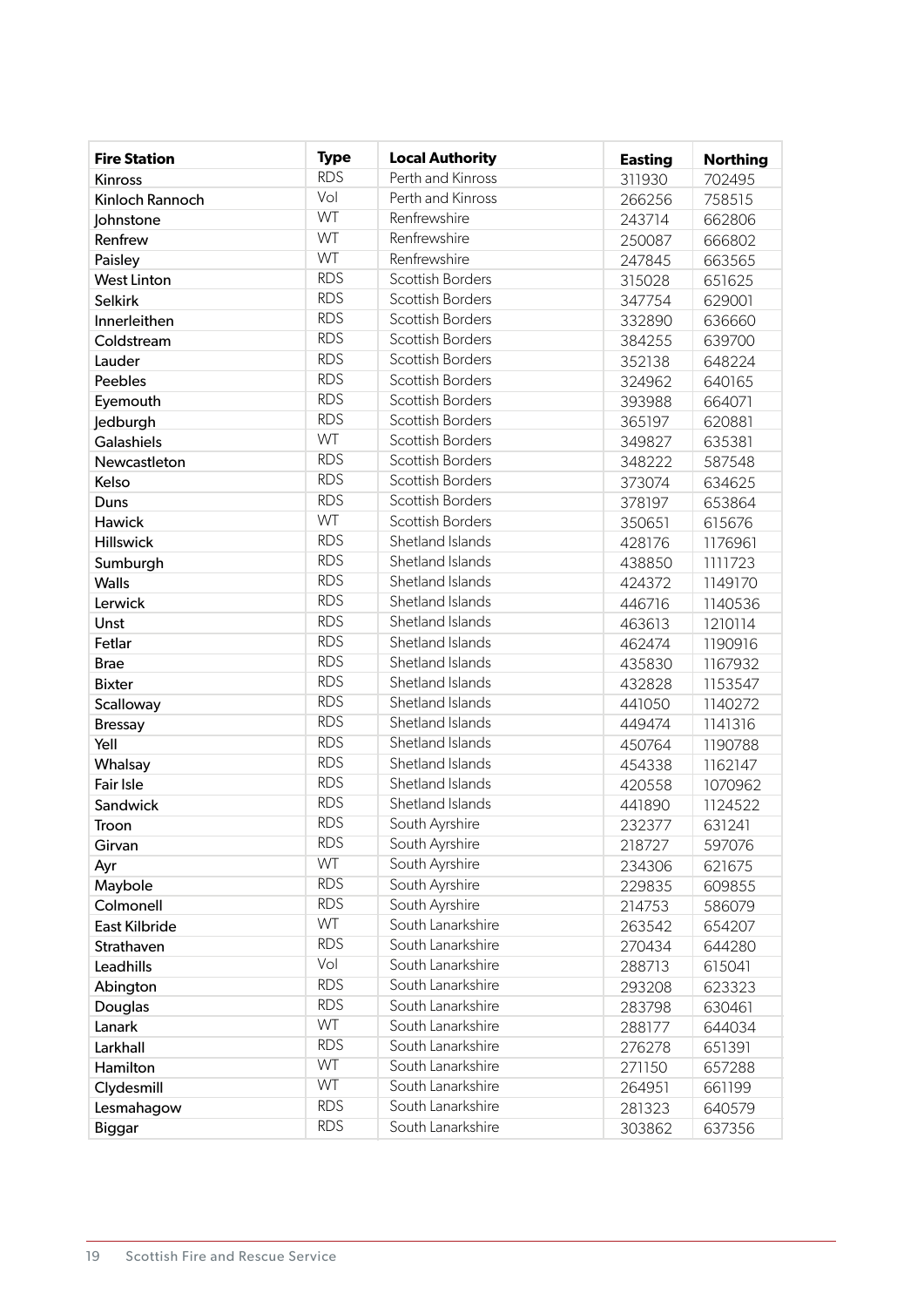| Fire Station | Type | Local Authority | Easting | Northing |
|---|---|---|---|---|
| Kinross | RDS | Perth and Kinross | 311930 | 702495 |
| Kinloch Rannoch | Vol | Perth and Kinross | 266256 | 758515 |
| Johnstone | WT | Renfrewshire | 243714 | 662806 |
| Renfrew | WT | Renfrewshire | 250087 | 666802 |
| Paisley | WT | Renfrewshire | 247845 | 663565 |
| West Linton | RDS | Scottish Borders | 315028 | 651625 |
| Selkirk | RDS | Scottish Borders | 347754 | 629001 |
| Innerleithen | RDS | Scottish Borders | 332890 | 636660 |
| Coldstream | RDS | Scottish Borders | 384255 | 639700 |
| Lauder | RDS | Scottish Borders | 352138 | 648224 |
| Peebles | RDS | Scottish Borders | 324962 | 640165 |
| Eyemouth | RDS | Scottish Borders | 393988 | 664071 |
| Jedburgh | RDS | Scottish Borders | 365197 | 620881 |
| Galashiels | WT | Scottish Borders | 349827 | 635381 |
| Newcastleton | RDS | Scottish Borders | 348222 | 587548 |
| Kelso | RDS | Scottish Borders | 373074 | 634625 |
| Duns | RDS | Scottish Borders | 378197 | 653864 |
| Hawick | WT | Scottish Borders | 350651 | 615676 |
| Hillswick | RDS | Shetland Islands | 428176 | 1176961 |
| Sumburgh | RDS | Shetland Islands | 438850 | 1111723 |
| Walls | RDS | Shetland Islands | 424372 | 1149170 |
| Lerwick | RDS | Shetland Islands | 446716 | 1140536 |
| Unst | RDS | Shetland Islands | 463613 | 1210114 |
| Fetlar | RDS | Shetland Islands | 462474 | 1190916 |
| Brae | RDS | Shetland Islands | 435830 | 1167932 |
| Bixter | RDS | Shetland Islands | 432828 | 1153547 |
| Scalloway | RDS | Shetland Islands | 441050 | 1140272 |
| Bressay | RDS | Shetland Islands | 449474 | 1141316 |
| Yell | RDS | Shetland Islands | 450764 | 1190788 |
| Whalsay | RDS | Shetland Islands | 454338 | 1162147 |
| Fair Isle | RDS | Shetland Islands | 420558 | 1070962 |
| Sandwick | RDS | Shetland Islands | 441890 | 1124522 |
| Troon | RDS | South Ayrshire | 232377 | 631241 |
| Girvan | RDS | South Ayrshire | 218727 | 597076 |
| Ayr | WT | South Ayrshire | 234306 | 621675 |
| Maybole | RDS | South Ayrshire | 229835 | 609855 |
| Colmonell | RDS | South Ayrshire | 214753 | 586079 |
| East Kilbride | WT | South Lanarkshire | 263542 | 654207 |
| Strathaven | RDS | South Lanarkshire | 270434 | 644280 |
| Leadhills | Vol | South Lanarkshire | 288713 | 615041 |
| Abington | RDS | South Lanarkshire | 293208 | 623323 |
| Douglas | RDS | South Lanarkshire | 283798 | 630461 |
| Lanark | WT | South Lanarkshire | 288177 | 644034 |
| Larkhall | RDS | South Lanarkshire | 276278 | 651391 |
| Hamilton | WT | South Lanarkshire | 271150 | 657288 |
| Clydesmill | WT | South Lanarkshire | 264951 | 661199 |
| Lesmahagow | RDS | South Lanarkshire | 281323 | 640579 |
| Biggar | RDS | South Lanarkshire | 303862 | 637356 |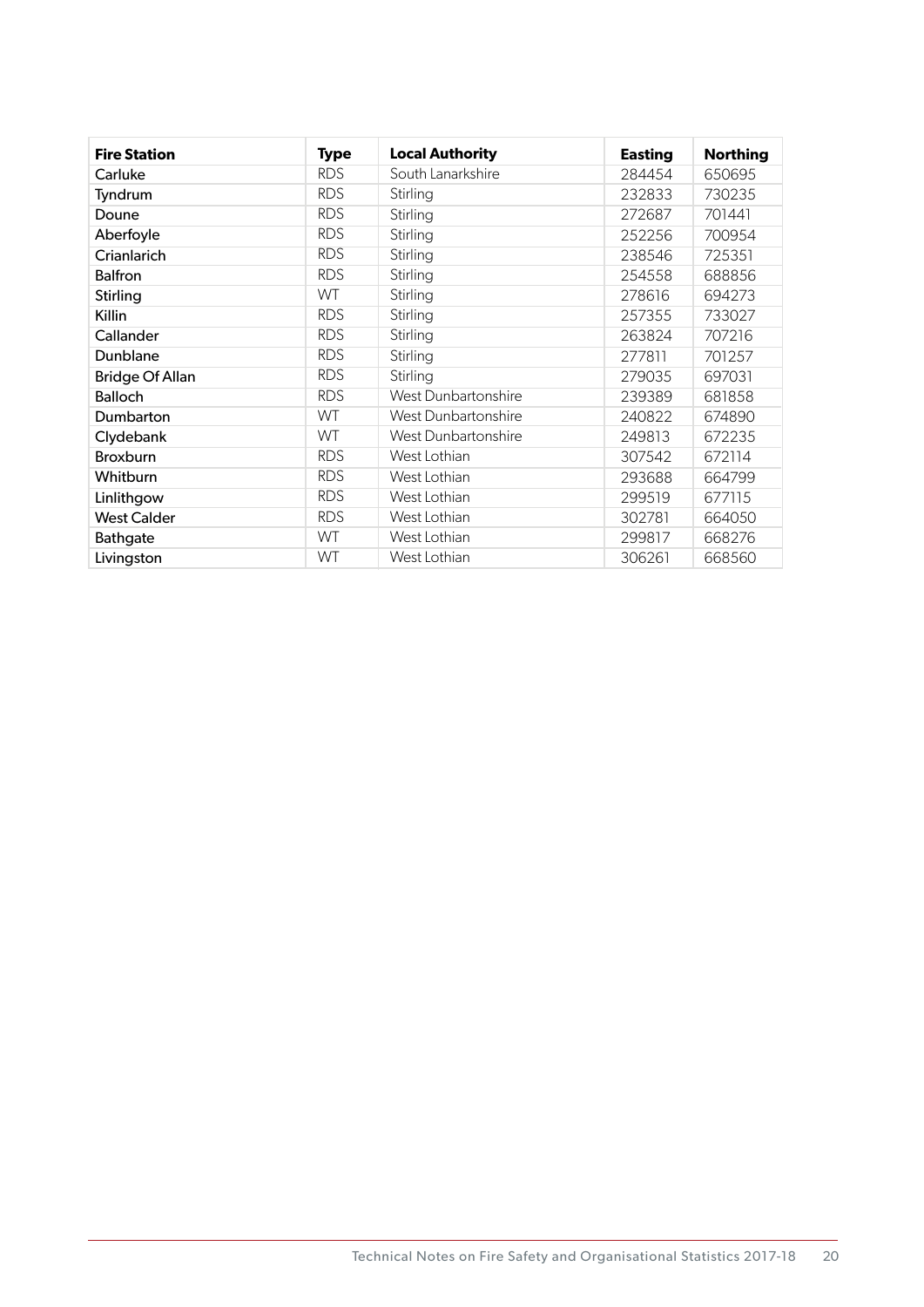| Fire Station | Type | Local Authority | Easting | Northing |
| --- | --- | --- | --- | --- |
| Carluke | RDS | South Lanarkshire | 284454 | 650695 |
| Tyndrum | RDS | Stirling | 232833 | 730235 |
| Doune | RDS | Stirling | 272687 | 701441 |
| Aberfoyle | RDS | Stirling | 252256 | 700954 |
| Crianlarich | RDS | Stirling | 238546 | 725351 |
| Balfron | RDS | Stirling | 254558 | 688856 |
| Stirling | WT | Stirling | 278616 | 694273 |
| Killin | RDS | Stirling | 257355 | 733027 |
| Callander | RDS | Stirling | 263824 | 707216 |
| Dunblane | RDS | Stirling | 277811 | 701257 |
| Bridge Of Allan | RDS | Stirling | 279035 | 697031 |
| Balloch | RDS | West Dunbartonshire | 239389 | 681858 |
| Dumbarton | WT | West Dunbartonshire | 240822 | 674890 |
| Clydebank | WT | West Dunbartonshire | 249813 | 672235 |
| Broxburn | RDS | West Lothian | 307542 | 672114 |
| Whitburn | RDS | West Lothian | 293688 | 664799 |
| Linlithgow | RDS | West Lothian | 299519 | 677115 |
| West Calder | RDS | West Lothian | 302781 | 664050 |
| Bathgate | WT | West Lothian | 299817 | 668276 |
| Livingston | WT | West Lothian | 306261 | 668560 |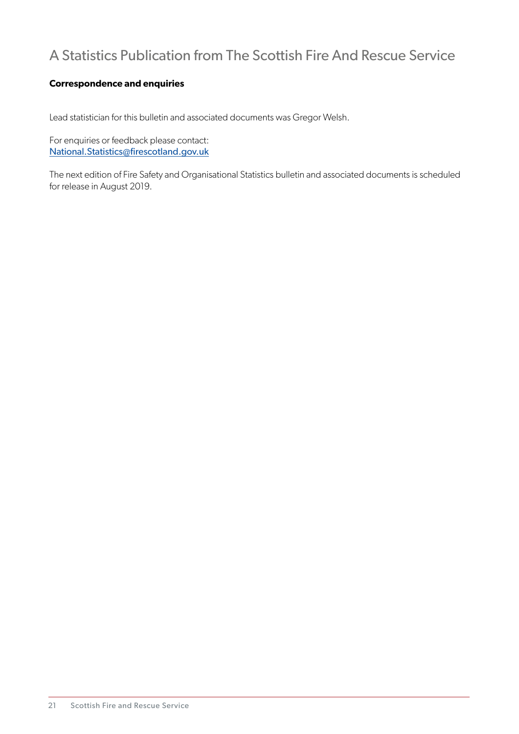# A Statistics Publication from The Scottish Fire And Rescue Service

**Correspondence and enquiries**

Lead statistician for this bulletin and associated documents was Gregor Welsh.

For enquiries or feedback please contact:
National.Statistics@firescotland.gov.uk

The next edition of Fire Safety and Organisational Statistics bulletin and associated documents is scheduled for release in August 2019.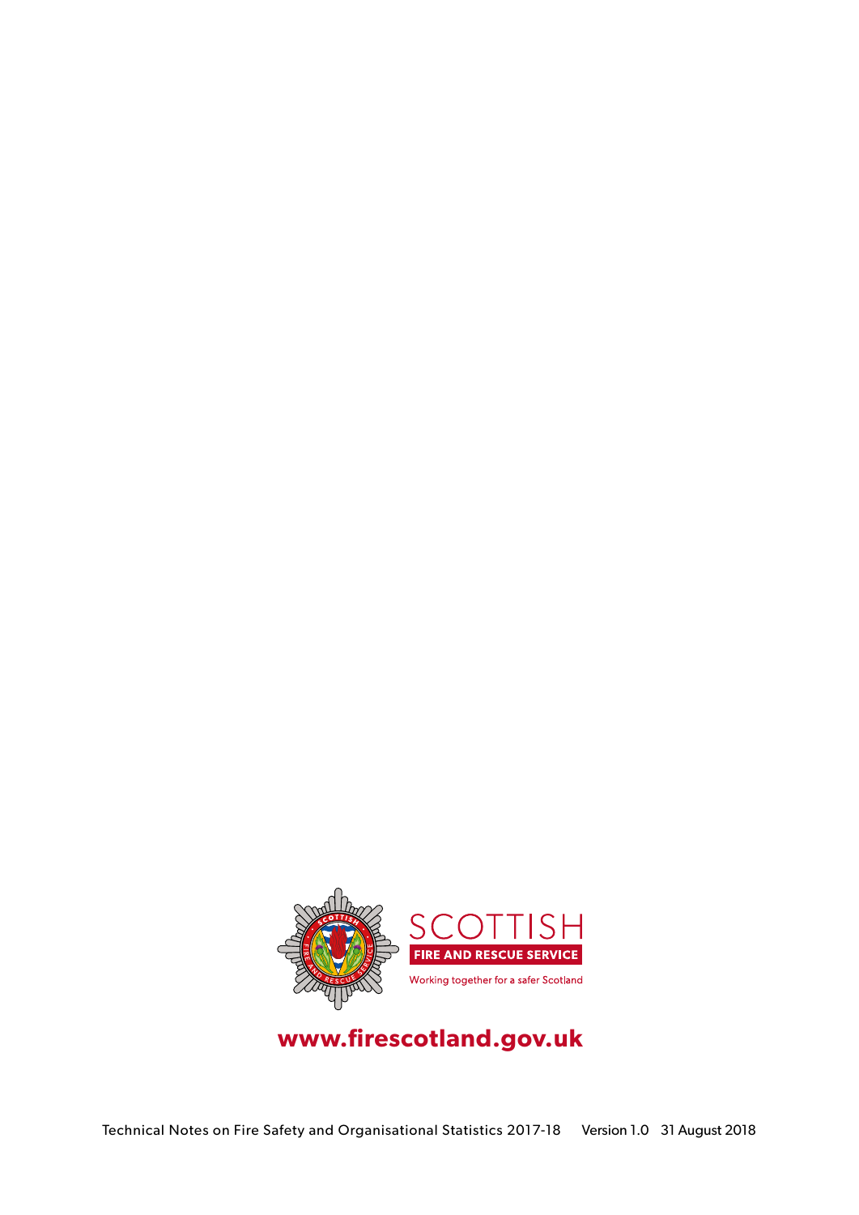SCOTTISH

FIRE AND RESCUE SERVICE

Working together for a safer Scotland

**www.firescotland.gov.uk**

Technical Notes on Fire Safety and Organisational Statistics 2017-18 Version 1.0 31 August 2018